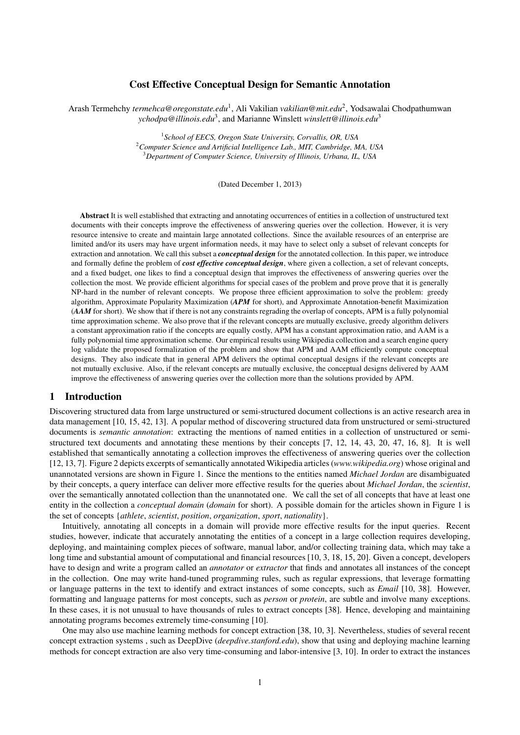# Cost Effective Conceptual Design for Semantic Annotation

Arash Termehchy *termehca@oregonstate.edu*[1], Ali Vakilian *vakilian@mit.edu*[2], Yodsawalai Chodpathumwan *ychodpa@illinois.edu*[3], and Marianne Winslett *winslett@illinois.edu*[3]

[1]*School of EECS, Oregon State University, Corvallis, OR, USA*
[2]*Computer Science and Artificial Intelligence Lab., MIT, Cambridge, MA, USA*
[3]*Department of Computer Science, University of Illinois, Urbana, IL, USA*

(Dated December 1, 2013)

**Abstract** It is well established that extracting and annotating occurrences of entities in a collection of unstructured text documents with their concepts improve the effectiveness of answering queries over the collection. However, it is very resource intensive to create and maintain large annotated collections. Since the available resources of an enterprise are limited and/or its users may have urgent information needs, it may have to select only a subset of relevant concepts for extraction and annotation. We call this subset a ***conceptual design*** for the annotated collection. In this paper, we introduce and formally define the problem of ***cost effective conceptual design***, where given a collection, a set of relevant concepts, and a fixed budget, one likes to find a conceptual design that improves the effectiveness of answering queries over the collection the most. We provide efficient algorithms for special cases of the problem and prove prove that it is generally NP-hard in the number of relevant concepts. We propose three efficient approximation to solve the problem: greedy algorithm, Approximate Popularity Maximization (***APM*** for short), and Approximate Annotation-benefit Maximization (***AAM*** for short). We show that if there is not any constraints regrading the overlap of concepts, APM is a fully polynomial time approximation scheme. We also prove that if the relevant concepts are mutually exclusive, greedy algorithm delivers a constant approximation ratio if the concepts are equally costly, APM has a constant approximation ratio, and AAM is a fully polynomial time approximation scheme. Our empirical results using Wikipedia collection and a search engine query log validate the proposed formalization of the problem and show that APM and AAM efficiently compute conceptual designs. They also indicate that in general APM delivers the optimal conceptual designs if the relevant concepts are not mutually exclusive. Also, if the relevant concepts are mutually exclusive, the conceptual designs delivered by AAM improve the effectiveness of answering queries over the collection more than the solutions provided by APM.

## 1 Introduction

Discovering structured data from large unstructured or semi-structured document collections is an active research area in data management [10, 15, 42, 13]. A popular method of discovering structured data from unstructured or semi-structured documents is *semantic annotation*: extracting the mentions of named entities in a collection of unstructured or semi-structured text documents and annotating these mentions by their concepts [7, 12, 14, 43, 20, 47, 16, 8]. It is well established that semantically annotating a collection improves the effectiveness of answering queries over the collection [12, 13, 7]. Figure 2 depicts excerpts of semantically annotated Wikipedia articles (*www.wikipedia.org*) whose original and unannotated versions are shown in Figure 1. Since the mentions to the entities named *Michael Jordan* are disambiguated by their concepts, a query interface can deliver more effective results for the queries about *Michael Jordan*, the *scientist*, over the semantically annotated collection than the unannotated one. We call the set of all concepts that have at least one entity in the collection a *conceptual domain* (*domain* for short). A possible domain for the articles shown in Figure 1 is the set of concepts {*athlete*, *scientist*, *position*, *organization*, *sport*, *nationality*}.

Intuitively, annotating all concepts in a domain will provide more effective results for the input queries. Recent studies, however, indicate that accurately annotating the entities of a concept in a large collection requires developing, deploying, and maintaining complex pieces of software, manual labor, and/or collecting training data, which may take a long time and substantial amount of computational and financial resources [10, 3, 18, 15, 20]. Given a concept, developers have to design and write a program called an *annotator* or *extractor* that finds and annotates all instances of the concept in the collection. One may write hand-tuned programming rules, such as regular expressions, that leverage formatting or language patterns in the text to identify and extract instances of some concepts, such as *Email* [10, 38]. However, formatting and language patterns for most concepts, such as *person* or *protein*, are subtle and involve many exceptions. In these cases, it is not unusual to have thousands of rules to extract concepts [38]. Hence, developing and maintaining annotating programs becomes extremely time-consuming [10].

One may also use machine learning methods for concept extraction [38, 10, 3]. Nevertheless, studies of several recent concept extraction systems , such as DeepDive (*deepdive.stanford.edu*), show that using and deploying machine learning methods for concept extraction are also very time-consuming and labor-intensive [3, 10]. In order to extract the instances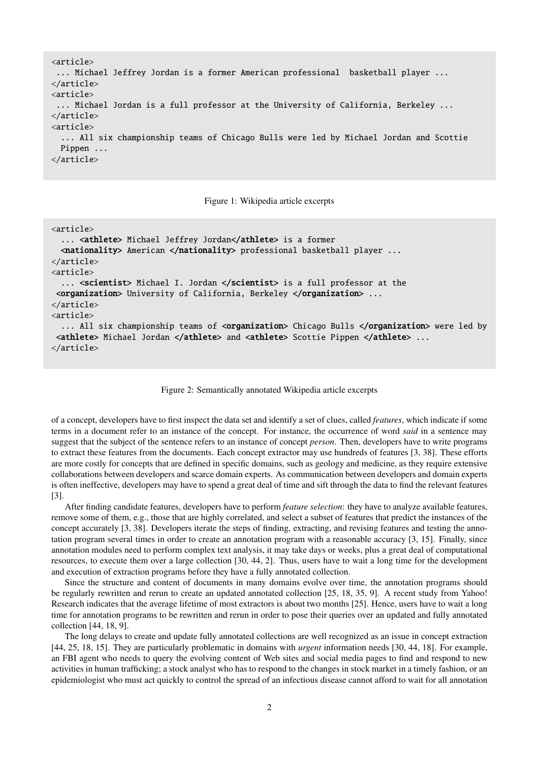```
<article>
 ... Michael Jeffrey Jordan is a former American professional  basketball player ...
</article>
<article>
 ... Michael Jordan is a full professor at the University of California, Berkeley ...
</article>
<article>
  ... All six championship teams of Chicago Bulls were led by Michael Jordan and Scottie
  Pippen ...
</article>
```

Figure 1: Wikipedia article excerpts

```
<article>
  ... <athlete> Michael Jeffrey Jordan</athlete> is a former
  <nationality> American </nationality> professional basketball player ...
</article>
<article>
  ... <scientist> Michael I. Jordan </scientist> is a full professor at the
 <organization> University of California, Berkeley </organization> ...
</article>
<article>
  ... All six championship teams of <organization> Chicago Bulls </organization> were led by
 <athlete> Michael Jordan </athlete> and <athlete> Scottie Pippen </athlete> ...
</article>
```

Figure 2: Semantically annotated Wikipedia article excerpts

of a concept, developers have to first inspect the data set and identify a set of clues, called *features*, which indicate if some terms in a document refer to an instance of the concept. For instance, the occurrence of word *said* in a sentence may suggest that the subject of the sentence refers to an instance of concept *person*. Then, developers have to write programs to extract these features from the documents. Each concept extractor may use hundreds of features [3, 38]. These efforts are more costly for concepts that are defined in specific domains, such as geology and medicine, as they require extensive collaborations between developers and scarce domain experts. As communication between developers and domain experts is often ineffective, developers may have to spend a great deal of time and sift through the data to find the relevant features [3].

After finding candidate features, developers have to perform *feature selection*: they have to analyze available features, remove some of them, e.g., those that are highly correlated, and select a subset of features that predict the instances of the concept accurately [3, 38]. Developers iterate the steps of finding, extracting, and revising features and testing the annotation program several times in order to create an annotation program with a reasonable accuracy [3, 15]. Finally, since annotation modules need to perform complex text analysis, it may take days or weeks, plus a great deal of computational resources, to execute them over a large collection [30, 44, 2]. Thus, users have to wait a long time for the development and execution of extraction programs before they have a fully annotated collection.

Since the structure and content of documents in many domains evolve over time, the annotation programs should be regularly rewritten and rerun to create an updated annotated collection [25, 18, 35, 9]. A recent study from Yahoo! Research indicates that the average lifetime of most extractors is about two months [25]. Hence, users have to wait a long time for annotation programs to be rewritten and rerun in order to pose their queries over an updated and fully annotated collection [44, 18, 9].

The long delays to create and update fully annotated collections are well recognized as an issue in concept extraction [44, 25, 18, 15]. They are particularly problematic in domains with *urgent* information needs [30, 44, 18]. For example, an FBI agent who needs to query the evolving content of Web sites and social media pages to find and respond to new activities in human trafficking; a stock analyst who has to respond to the changes in stock market in a timely fashion, or an epidemiologist who must act quickly to control the spread of an infectious disease cannot afford to wait for all annotation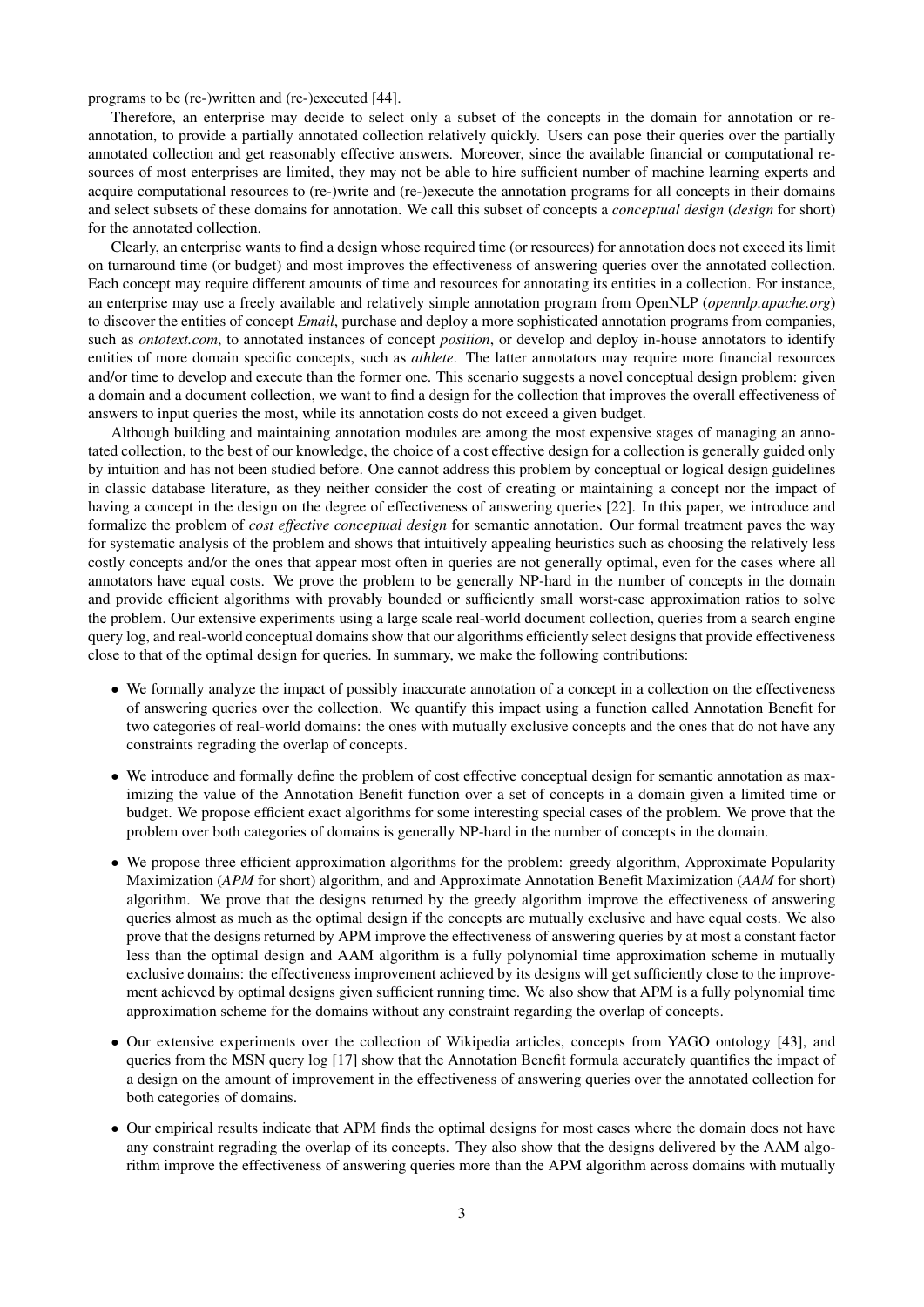programs to be (re-)written and (re-)executed [44].

Therefore, an enterprise may decide to select only a subset of the concepts in the domain for annotation or re-annotation, to provide a partially annotated collection relatively quickly. Users can pose their queries over the partially annotated collection and get reasonably effective answers. Moreover, since the available financial or computational resources of most enterprises are limited, they may not be able to hire sufficient number of machine learning experts and acquire computational resources to (re-)write and (re-)execute the annotation programs for all concepts in their domains and select subsets of these domains for annotation. We call this subset of concepts a *conceptual design* (*design* for short) for the annotated collection.

Clearly, an enterprise wants to find a design whose required time (or resources) for annotation does not exceed its limit on turnaround time (or budget) and most improves the effectiveness of answering queries over the annotated collection. Each concept may require different amounts of time and resources for annotating its entities in a collection. For instance, an enterprise may use a freely available and relatively simple annotation program from OpenNLP (*opennlp.apache.org*) to discover the entities of concept *Email*, purchase and deploy a more sophisticated annotation programs from companies, such as *ontotext.com*, to annotated instances of concept *position*, or develop and deploy in-house annotators to identify entities of more domain specific concepts, such as *athlete*. The latter annotators may require more financial resources and/or time to develop and execute than the former one. This scenario suggests a novel conceptual design problem: given a domain and a document collection, we want to find a design for the collection that improves the overall effectiveness of answers to input queries the most, while its annotation costs do not exceed a given budget.

Although building and maintaining annotation modules are among the most expensive stages of managing an annotated collection, to the best of our knowledge, the choice of a cost effective design for a collection is generally guided only by intuition and has not been studied before. One cannot address this problem by conceptual or logical design guidelines in classic database literature, as they neither consider the cost of creating or maintaining a concept nor the impact of having a concept in the design on the degree of effectiveness of answering queries [22]. In this paper, we introduce and formalize the problem of *cost effective conceptual design* for semantic annotation. Our formal treatment paves the way for systematic analysis of the problem and shows that intuitively appealing heuristics such as choosing the relatively less costly concepts and/or the ones that appear most often in queries are not generally optimal, even for the cases where all annotators have equal costs. We prove the problem to be generally NP-hard in the number of concepts in the domain and provide efficient algorithms with provably bounded or sufficiently small worst-case approximation ratios to solve the problem. Our extensive experiments using a large scale real-world document collection, queries from a search engine query log, and real-world conceptual domains show that our algorithms efficiently select designs that provide effectiveness close to that of the optimal design for queries. In summary, we make the following contributions:

- We formally analyze the impact of possibly inaccurate annotation of a concept in a collection on the effectiveness of answering queries over the collection. We quantify this impact using a function called Annotation Benefit for two categories of real-world domains: the ones with mutually exclusive concepts and the ones that do not have any constraints regrading the overlap of concepts.
- We introduce and formally define the problem of cost effective conceptual design for semantic annotation as maximizing the value of the Annotation Benefit function over a set of concepts in a domain given a limited time or budget. We propose efficient exact algorithms for some interesting special cases of the problem. We prove that the problem over both categories of domains is generally NP-hard in the number of concepts in the domain.
- We propose three efficient approximation algorithms for the problem: greedy algorithm, Approximate Popularity Maximization (*APM* for short) algorithm, and and Approximate Annotation Benefit Maximization (*AAM* for short) algorithm. We prove that the designs returned by the greedy algorithm improve the effectiveness of answering queries almost as much as the optimal design if the concepts are mutually exclusive and have equal costs. We also prove that the designs returned by APM improve the effectiveness of answering queries by at most a constant factor less than the optimal design and AAM algorithm is a fully polynomial time approximation scheme in mutually exclusive domains: the effectiveness improvement achieved by its designs will get sufficiently close to the improvement achieved by optimal designs given sufficient running time. We also show that APM is a fully polynomial time approximation scheme for the domains without any constraint regarding the overlap of concepts.
- Our extensive experiments over the collection of Wikipedia articles, concepts from YAGO ontology [43], and queries from the MSN query log [17] show that the Annotation Benefit formula accurately quantifies the impact of a design on the amount of improvement in the effectiveness of answering queries over the annotated collection for both categories of domains.
- Our empirical results indicate that APM finds the optimal designs for most cases where the domain does not have any constraint regrading the overlap of its concepts. They also show that the designs delivered by the AAM algorithm improve the effectiveness of answering queries more than the APM algorithm across domains with mutually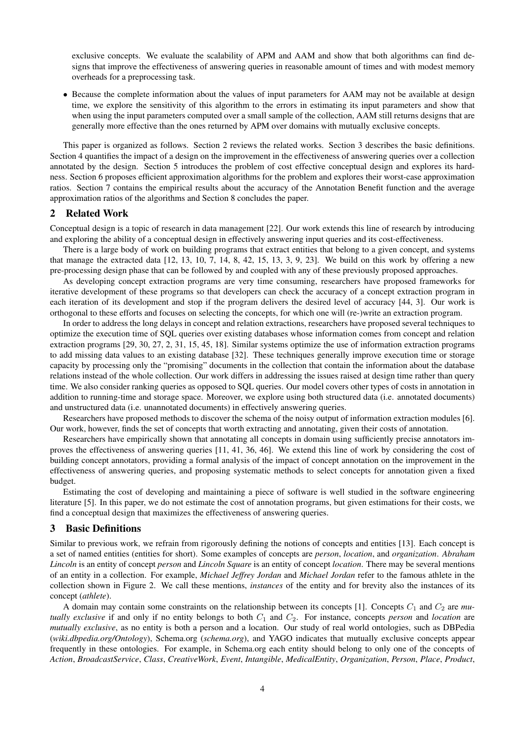exclusive concepts. We evaluate the scalability of APM and AAM and show that both algorithms can find designs that improve the effectiveness of answering queries in reasonable amount of times and with modest memory overheads for a preprocessing task.

- Because the complete information about the values of input parameters for AAM may not be available at design time, we explore the sensitivity of this algorithm to the errors in estimating its input parameters and show that when using the input parameters computed over a small sample of the collection, AAM still returns designs that are generally more effective than the ones returned by APM over domains with mutually exclusive concepts.

This paper is organized as follows. Section 2 reviews the related works. Section 3 describes the basic definitions. Section 4 quantifies the impact of a design on the improvement in the effectiveness of answering queries over a collection annotated by the design. Section 5 introduces the problem of cost effective conceptual design and explores its hardness. Section 6 proposes efficient approximation algorithms for the problem and explores their worst-case approximation ratios. Section 7 contains the empirical results about the accuracy of the Annotation Benefit function and the average approximation ratios of the algorithms and Section 8 concludes the paper.

## 2 Related Work

Conceptual design is a topic of research in data management [22]. Our work extends this line of research by introducing and exploring the ability of a conceptual design in effectively answering input queries and its cost-effectiveness.

There is a large body of work on building programs that extract entities that belong to a given concept, and systems that manage the extracted data [12, 13, 10, 7, 14, 8, 42, 15, 13, 3, 9, 23]. We build on this work by offering a new pre-processing design phase that can be followed by and coupled with any of these previously proposed approaches.

As developing concept extraction programs are very time consuming, researchers have proposed frameworks for iterative development of these programs so that developers can check the accuracy of a concept extraction program in each iteration of its development and stop if the program delivers the desired level of accuracy [44, 3]. Our work is orthogonal to these efforts and focuses on selecting the concepts, for which one will (re-)write an extraction program.

In order to address the long delays in concept and relation extractions, researchers have proposed several techniques to optimize the execution time of SQL queries over existing databases whose information comes from concept and relation extraction programs [29, 30, 27, 2, 31, 15, 45, 18]. Similar systems optimize the use of information extraction programs to add missing data values to an existing database [32]. These techniques generally improve execution time or storage capacity by processing only the "promising" documents in the collection that contain the information about the database relations instead of the whole collection. Our work differs in addressing the issues raised at design time rather than query time. We also consider ranking queries as opposed to SQL queries. Our model covers other types of costs in annotation in addition to running-time and storage space. Moreover, we explore using both structured data (i.e. annotated documents) and unstructured data (i.e. unannotated documents) in effectively answering queries.

Researchers have proposed methods to discover the schema of the noisy output of information extraction modules [6]. Our work, however, finds the set of concepts that worth extracting and annotating, given their costs of annotation.

Researchers have empirically shown that annotating all concepts in domain using sufficiently precise annotators improves the effectiveness of answering queries [11, 41, 36, 46]. We extend this line of work by considering the cost of building concept annotators, providing a formal analysis of the impact of concept annotation on the improvement in the effectiveness of answering queries, and proposing systematic methods to select concepts for annotation given a fixed budget.

Estimating the cost of developing and maintaining a piece of software is well studied in the software engineering literature [5]. In this paper, we do not estimate the cost of annotation programs, but given estimations for their costs, we find a conceptual design that maximizes the effectiveness of answering queries.

## 3 Basic Definitions

Similar to previous work, we refrain from rigorously defining the notions of concepts and entities [13]. Each concept is a set of named entities (entities for short). Some examples of concepts are *person*, *location*, and *organization*. *Abraham Lincoln* is an entity of concept *person* and *Lincoln Square* is an entity of concept *location*. There may be several mentions of an entity in a collection. For example, *Michael Jeffrey Jordan* and *Michael Jordan* refer to the famous athlete in the collection shown in Figure 2. We call these mentions, *instances* of the entity and for brevity also the instances of its concept (*athlete*).

A domain may contain some constraints on the relationship between its concepts [1]. Concepts $C_1$ and $C_2$ are *mutually exclusive* if and only if no entity belongs to both $C_1$ and $C_2$. For instance, concepts *person* and *location* are *mutually exclusive*, as no entity is both a person and a location. Our study of real world ontologies, such as DBPedia (*wiki.dbpedia.org/Ontology*), Schema.org (*schema.org*), and YAGO indicates that mutually exclusive concepts appear frequently in these ontologies. For example, in Schema.org each entity should belong to only one of the concepts of *Action*, *BroadcastService*, *Class*, *CreativeWork*, *Event*, *Intangible*, *MedicalEntity*, *Organization*, *Person*, *Place*, *Product*,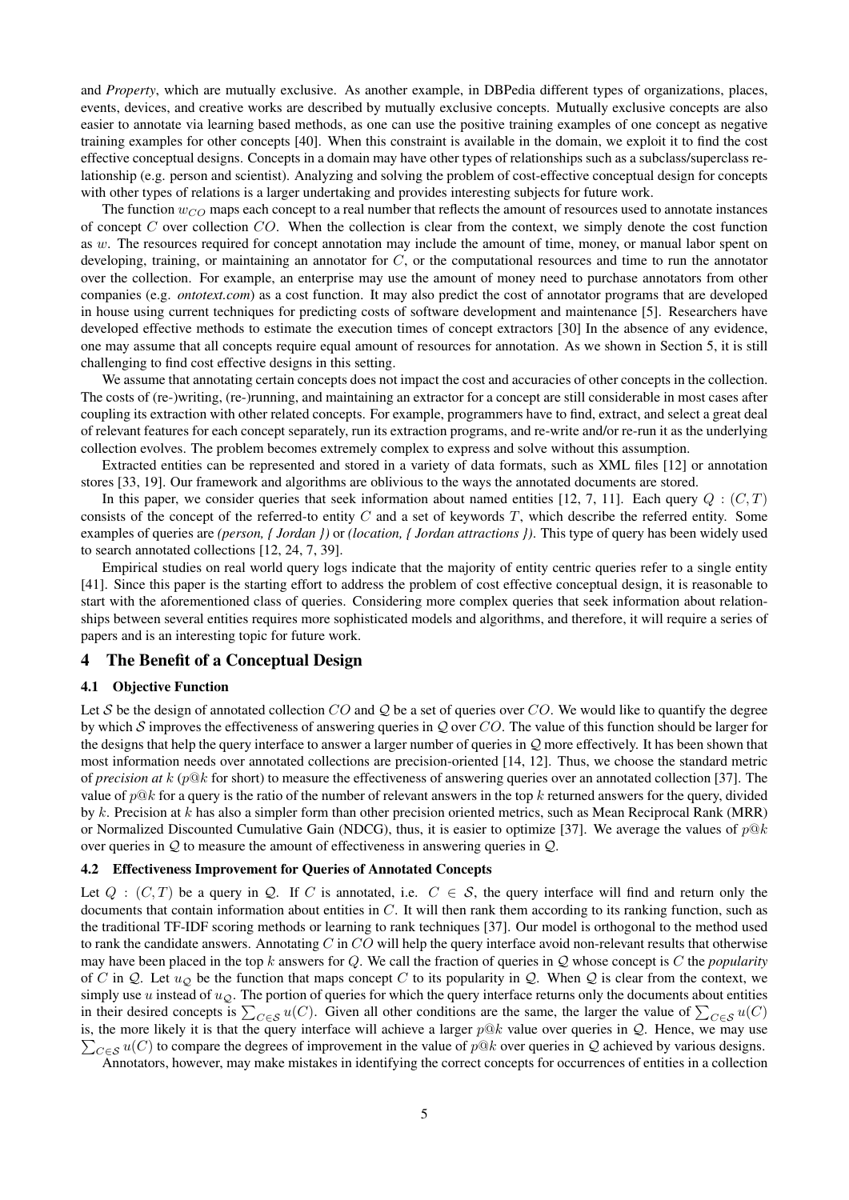and *Property*, which are mutually exclusive. As another example, in DBPedia different types of organizations, places, events, devices, and creative works are described by mutually exclusive concepts. Mutually exclusive concepts are also easier to annotate via learning based methods, as one can use the positive training examples of one concept as negative training examples for other concepts [40]. When this constraint is available in the domain, we exploit it to find the cost effective conceptual designs. Concepts in a domain may have other types of relationships such as a subclass/superclass relationship (e.g. person and scientist). Analyzing and solving the problem of cost-effective conceptual design for concepts with other types of relations is a larger undertaking and provides interesting subjects for future work.

The function $w_{CO}$ maps each concept to a real number that reflects the amount of resources used to annotate instances of concept $C$ over collection $CO$. When the collection is clear from the context, we simply denote the cost function as $w$. The resources required for concept annotation may include the amount of time, money, or manual labor spent on developing, training, or maintaining an annotator for $C$, or the computational resources and time to run the annotator over the collection. For example, an enterprise may use the amount of money need to purchase annotators from other companies (e.g. *ontotext.com*) as a cost function. It may also predict the cost of annotator programs that are developed in house using current techniques for predicting costs of software development and maintenance [5]. Researchers have developed effective methods to estimate the execution times of concept extractors [30] In the absence of any evidence, one may assume that all concepts require equal amount of resources for annotation. As we shown in Section 5, it is still challenging to find cost effective designs in this setting.

We assume that annotating certain concepts does not impact the cost and accuracies of other concepts in the collection. The costs of (re-)writing, (re-)running, and maintaining an extractor for a concept are still considerable in most cases after coupling its extraction with other related concepts. For example, programmers have to find, extract, and select a great deal of relevant features for each concept separately, run its extraction programs, and re-write and/or re-run it as the underlying collection evolves. The problem becomes extremely complex to express and solve without this assumption.

Extracted entities can be represented and stored in a variety of data formats, such as XML files [12] or annotation stores [33, 19]. Our framework and algorithms are oblivious to the ways the annotated documents are stored.

In this paper, we consider queries that seek information about named entities [12, 7, 11]. Each query $Q : (C, T)$ consists of the concept of the referred-to entity $C$ and a set of keywords $T$, which describe the referred entity. Some examples of queries are *(person, { Jordan })* or *(location, { Jordan attractions })*. This type of query has been widely used to search annotated collections [12, 24, 7, 39].

Empirical studies on real world query logs indicate that the majority of entity centric queries refer to a single entity [41]. Since this paper is the starting effort to address the problem of cost effective conceptual design, it is reasonable to start with the aforementioned class of queries. Considering more complex queries that seek information about relationships between several entities requires more sophisticated models and algorithms, and therefore, it will require a series of papers and is an interesting topic for future work.

## 4 The Benefit of a Conceptual Design

### 4.1 Objective Function

Let $\mathcal{S}$ be the design of annotated collection $CO$ and $\mathcal{Q}$ be a set of queries over $CO$. We would like to quantify the degree by which $\mathcal{S}$ improves the effectiveness of answering queries in $\mathcal{Q}$ over $CO$. The value of this function should be larger for the designs that help the query interface to answer a larger number of queries in $\mathcal{Q}$ more effectively. It has been shown that most information needs over annotated collections are precision-oriented [14, 12]. Thus, we choose the standard metric of *precision at* $k$ ($p@k$ for short) to measure the effectiveness of answering queries over an annotated collection [37]. The value of $p@k$ for a query is the ratio of the number of relevant answers in the top $k$ returned answers for the query, divided by $k$. Precision at $k$ has also a simpler form than other precision oriented metrics, such as Mean Reciprocal Rank (MRR) or Normalized Discounted Cumulative Gain (NDCG), thus, it is easier to optimize [37]. We average the values of $p@k$ over queries in $\mathcal{Q}$ to measure the amount of effectiveness in answering queries in $\mathcal{Q}$.

### 4.2 Effectiveness Improvement for Queries of Annotated Concepts

Let $Q : (C, T)$ be a query in $\mathcal{Q}$. If $C$ is annotated, i.e. $C \in \mathcal{S}$, the query interface will find and return only the documents that contain information about entities in $C$. It will then rank them according to its ranking function, such as the traditional TF-IDF scoring methods or learning to rank techniques [37]. Our model is orthogonal to the method used to rank the candidate answers. Annotating $C$ in $CO$ will help the query interface avoid non-relevant results that otherwise may have been placed in the top $k$ answers for $Q$. We call the fraction of queries in $\mathcal{Q}$ whose concept is $C$ the *popularity* of $C$ in $\mathcal{Q}$. Let $u_{\mathcal{Q}}$ be the function that maps concept $C$ to its popularity in $\mathcal{Q}$. When $\mathcal{Q}$ is clear from the context, we simply use $u$ instead of $u_{\mathcal{Q}}$. The portion of queries for which the query interface returns only the documents about entities in their desired concepts is $\sum_{C \in \mathcal{S}} u(C)$. Given all other conditions are the same, the larger the value of $\sum_{C \in \mathcal{S}} u(C)$ is, the more likely it is that the query interface will achieve a larger $p@k$ value over queries in $\mathcal{Q}$. Hence, we may use $\sum_{C \in \mathcal{S}} u(C)$ to compare the degrees of improvement in the value of $p@k$ over queries in $\mathcal{Q}$ achieved by various designs.

Annotators, however, may make mistakes in identifying the correct concepts for occurrences of entities in a collection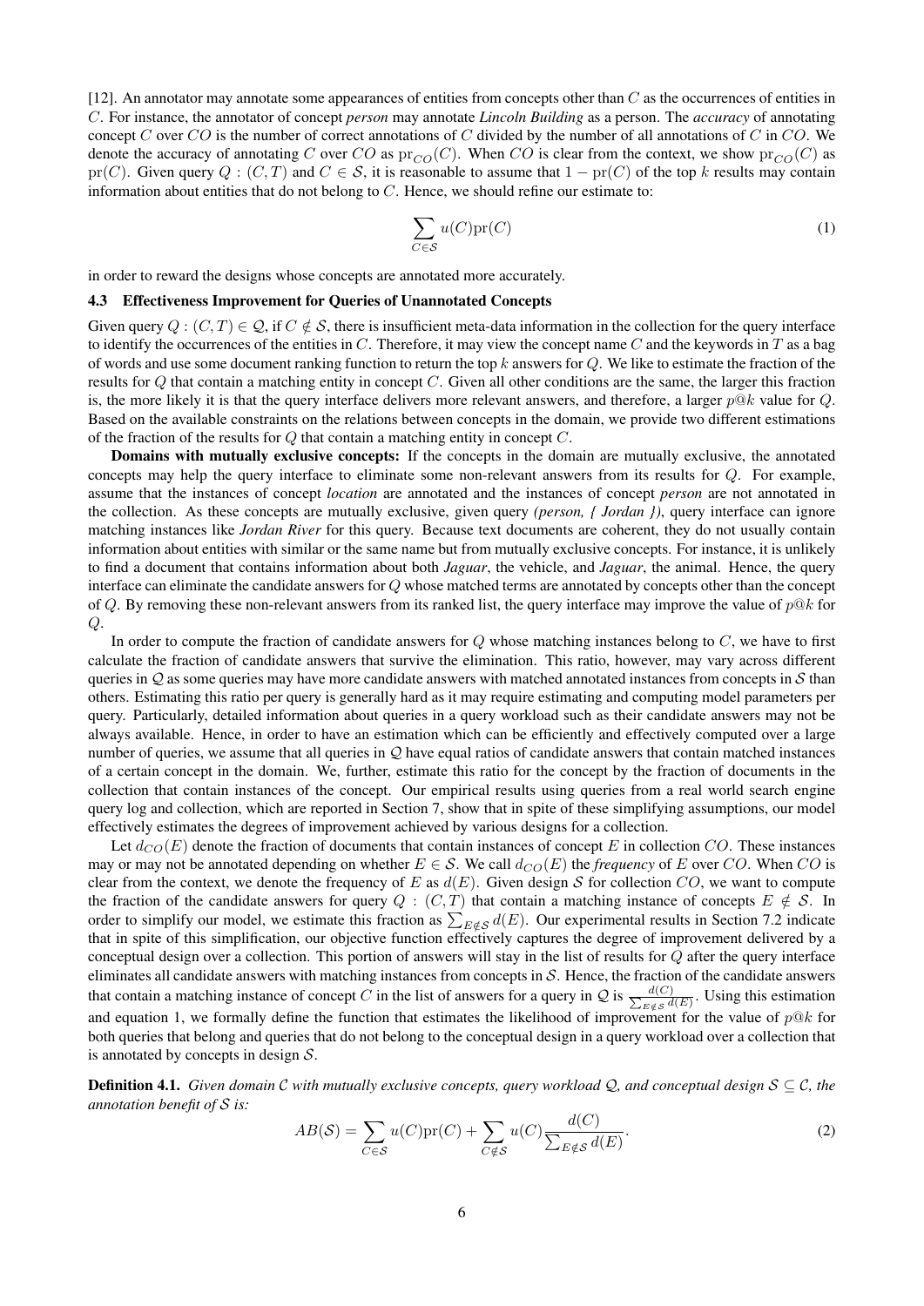[12]. An annotator may annotate some appearances of entities from concepts other than $C$ as the occurrences of entities in $C$. For instance, the annotator of concept *person* may annotate *Lincoln Building* as a person. The *accuracy* of annotating concept $C$ over $CO$ is the number of correct annotations of $C$ divided by the number of all annotations of $C$ in $CO$. We denote the accuracy of annotating $C$ over $CO$ as $\mathrm{pr}_{CO}(C)$. When $CO$ is clear from the context, we show $\mathrm{pr}_{CO}(C)$ as $\mathrm{pr}(C)$. Given query $Q : (C, T)$ and $C \in \mathcal{S}$, it is reasonable to assume that $1 - \mathrm{pr}(C)$ of the top $k$ results may contain information about entities that do not belong to $C$. Hence, we should refine our estimate to:

$$\sum_{C \in \mathcal{S}} u(C)\mathrm{pr}(C) \tag{1}$$

in order to reward the designs whose concepts are annotated more accurately.

### 4.3 Effectiveness Improvement for Queries of Unannotated Concepts

Given query $Q : (C, T) \in \mathcal{Q}$, if $C \notin \mathcal{S}$, there is insufficient meta-data information in the collection for the query interface to identify the occurrences of the entities in $C$. Therefore, it may view the concept name $C$ and the keywords in $T$ as a bag of words and use some document ranking function to return the top $k$ answers for $Q$. We like to estimate the fraction of the results for $Q$ that contain a matching entity in concept $C$. Given all other conditions are the same, the larger this fraction is, the more likely it is that the query interface delivers more relevant answers, and therefore, a larger $p@k$ value for $Q$. Based on the available constraints on the relations between concepts in the domain, we provide two different estimations of the fraction of the results for $Q$ that contain a matching entity in concept $C$.

**Domains with mutually exclusive concepts:** If the concepts in the domain are mutually exclusive, the annotated concepts may help the query interface to eliminate some non-relevant answers from its results for $Q$. For example, assume that the instances of concept *location* are annotated and the instances of concept *person* are not annotated in the collection. As these concepts are mutually exclusive, given query *(person, { Jordan })*, query interface can ignore matching instances like *Jordan River* for this query. Because text documents are coherent, they do not usually contain information about entities with similar or the same name but from mutually exclusive concepts. For instance, it is unlikely to find a document that contains information about both *Jaguar*, the vehicle, and *Jaguar*, the animal. Hence, the query interface can eliminate the candidate answers for $Q$ whose matched terms are annotated by concepts other than the concept of $Q$. By removing these non-relevant answers from its ranked list, the query interface may improve the value of $p@k$ for $Q$.

In order to compute the fraction of candidate answers for $Q$ whose matching instances belong to $C$, we have to first calculate the fraction of candidate answers that survive the elimination. This ratio, however, may vary across different queries in $\mathcal{Q}$ as some queries may have more candidate answers with matched annotated instances from concepts in $\mathcal{S}$ than others. Estimating this ratio per query is generally hard as it may require estimating and computing model parameters per query. Particularly, detailed information about queries in a query workload such as their candidate answers may not be always available. Hence, in order to have an estimation which can be efficiently and effectively computed over a large number of queries, we assume that all queries in $\mathcal{Q}$ have equal ratios of candidate answers that contain matched instances of a certain concept in the domain. We, further, estimate this ratio for the concept by the fraction of documents in the collection that contain instances of the concept. Our empirical results using queries from a real world search engine query log and collection, which are reported in Section 7, show that in spite of these simplifying assumptions, our model effectively estimates the degrees of improvement achieved by various designs for a collection.

Let $d_{CO}(E)$ denote the fraction of documents that contain instances of concept $E$ in collection $CO$. These instances may or may not be annotated depending on whether $E \in \mathcal{S}$. We call $d_{CO}(E)$ the *frequency* of $E$ over $CO$. When $CO$ is clear from the context, we denote the frequency of $E$ as $d(E)$. Given design $\mathcal{S}$ for collection $CO$, we want to compute the fraction of the candidate answers for query $Q : (C, T)$ that contain a matching instance of concepts $E \notin \mathcal{S}$. In order to simplify our model, we estimate this fraction as $\sum_{E \notin \mathcal{S}} d(E)$. Our experimental results in Section 7.2 indicate that in spite of this simplification, our objective function effectively captures the degree of improvement delivered by a conceptual design over a collection. This portion of answers will stay in the list of results for $Q$ after the query interface eliminates all candidate answers with matching instances from concepts in $\mathcal{S}$. Hence, the fraction of the candidate answers that contain a matching instance of concept $C$ in the list of answers for a query in $\mathcal{Q}$ is $\frac{d(C)}{\sum_{E \notin \mathcal{S}} d(E)}$. Using this estimation and equation 1, we formally define the function that estimates the likelihood of improvement for the value of $p@k$ for both queries that belong and queries that do not belong to the conceptual design in a query workload over a collection that is annotated by concepts in design $\mathcal{S}$.

**Definition 4.1.** *Given domain $\mathcal{C}$ with mutually exclusive concepts, query workload $\mathcal{Q}$, and conceptual design $\mathcal{S} \subseteq \mathcal{C}$, the annotation benefit of $\mathcal{S}$ is:*

$$AB(\mathcal{S}) = \sum_{C \in \mathcal{S}} u(C)\mathrm{pr}(C) + \sum_{C \notin \mathcal{S}} u(C)\frac{d(C)}{\sum_{E \notin \mathcal{S}} d(E)}. \tag{2}$$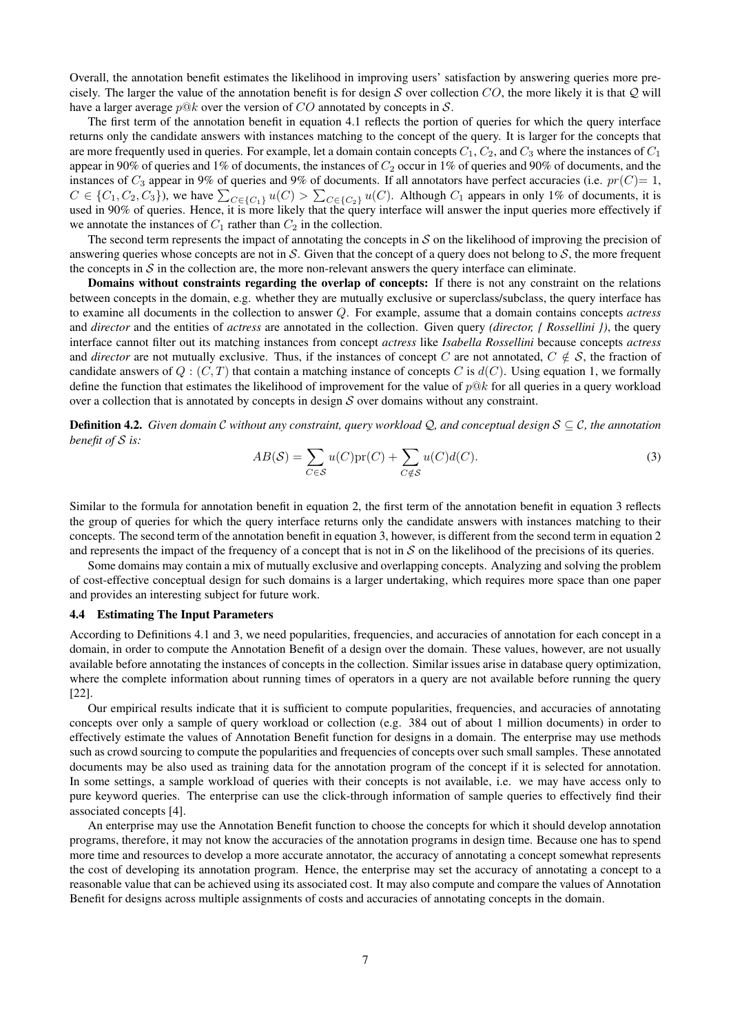Overall, the annotation benefit estimates the likelihood in improving users' satisfaction by answering queries more precisely. The larger the value of the annotation benefit is for design $\mathcal{S}$ over collection $CO$, the more likely it is that $\mathcal{Q}$ will have a larger average $p@k$ over the version of $CO$ annotated by concepts in $\mathcal{S}$.

The first term of the annotation benefit in equation 4.1 reflects the portion of queries for which the query interface returns only the candidate answers with instances matching to the concept of the query. It is larger for the concepts that are more frequently used in queries. For example, let a domain contain concepts $C_1$, $C_2$, and $C_3$ where the instances of $C_1$ appear in 90% of queries and 1% of documents, the instances of $C_2$ occur in 1% of queries and 90% of documents, and the instances of $C_3$ appear in 9% of queries and 9% of documents. If all annotators have perfect accuracies (i.e. $pr(C)=1$, $C \in \{C_1, C_2, C_3\}$), we have $\sum_{C \in \{C_1\}} u(C) > \sum_{C \in \{C_2\}} u(C)$. Although $C_1$ appears in only 1% of documents, it is used in 90% of queries. Hence, it is more likely that the query interface will answer the input queries more effectively if we annotate the instances of $C_1$ rather than $C_2$ in the collection.

The second term represents the impact of annotating the concepts in $\mathcal{S}$ on the likelihood of improving the precision of answering queries whose concepts are not in $\mathcal{S}$. Given that the concept of a query does not belong to $\mathcal{S}$, the more frequent the concepts in $\mathcal{S}$ in the collection are, the more non-relevant answers the query interface can eliminate.

**Domains without constraints regarding the overlap of concepts:** If there is not any constraint on the relations between concepts in the domain, e.g. whether they are mutually exclusive or superclass/subclass, the query interface has to examine all documents in the collection to answer $Q$. For example, assume that a domain contains concepts *actress* and *director* and the entities of *actress* are annotated in the collection. Given query *(director, { Rossellini })*, the query interface cannot filter out its matching instances from concept *actress* like *Isabella Rossellini* because concepts *actress* and *director* are not mutually exclusive. Thus, if the instances of concept $C$ are not annotated, $C \notin \mathcal{S}$, the fraction of candidate answers of $Q : (C, T)$ that contain a matching instance of concepts $C$ is $d(C)$. Using equation 1, we formally define the function that estimates the likelihood of improvement for the value of $p@k$ for all queries in a query workload over a collection that is annotated by concepts in design $\mathcal{S}$ over domains without any constraint.

**Definition 4.2.** *Given domain $\mathcal{C}$ without any constraint, query workload $\mathcal{Q}$, and conceptual design $\mathcal{S} \subseteq \mathcal{C}$, the annotation benefit of $\mathcal{S}$ is:*

$$AB(\mathcal{S}) = \sum_{C \in \mathcal{S}} u(C)\text{pr}(C) + \sum_{C \notin \mathcal{S}} u(C)d(C). \tag{3}$$

Similar to the formula for annotation benefit in equation 2, the first term of the annotation benefit in equation 3 reflects the group of queries for which the query interface returns only the candidate answers with instances matching to their concepts. The second term of the annotation benefit in equation 3, however, is different from the second term in equation 2 and represents the impact of the frequency of a concept that is not in $\mathcal{S}$ on the likelihood of the precisions of its queries.

Some domains may contain a mix of mutually exclusive and overlapping concepts. Analyzing and solving the problem of cost-effective conceptual design for such domains is a larger undertaking, which requires more space than one paper and provides an interesting subject for future work.

### 4.4 Estimating The Input Parameters

According to Definitions 4.1 and 3, we need popularities, frequencies, and accuracies of annotation for each concept in a domain, in order to compute the Annotation Benefit of a design over the domain. These values, however, are not usually available before annotating the instances of concepts in the collection. Similar issues arise in database query optimization, where the complete information about running times of operators in a query are not available before running the query [22].

Our empirical results indicate that it is sufficient to compute popularities, frequencies, and accuracies of annotating concepts over only a sample of query workload or collection (e.g. 384 out of about 1 million documents) in order to effectively estimate the values of Annotation Benefit function for designs in a domain. The enterprise may use methods such as crowd sourcing to compute the popularities and frequencies of concepts over such small samples. These annotated documents may be also used as training data for the annotation program of the concept if it is selected for annotation. In some settings, a sample workload of queries with their concepts is not available, i.e. we may have access only to pure keyword queries. The enterprise can use the click-through information of sample queries to effectively find their associated concepts [4].

An enterprise may use the Annotation Benefit function to choose the concepts for which it should develop annotation programs, therefore, it may not know the accuracies of the annotation programs in design time. Because one has to spend more time and resources to develop a more accurate annotator, the accuracy of annotating a concept somewhat represents the cost of developing its annotation program. Hence, the enterprise may set the accuracy of annotating a concept to a reasonable value that can be achieved using its associated cost. It may also compute and compare the values of Annotation Benefit for designs across multiple assignments of costs and accuracies of annotating concepts in the domain.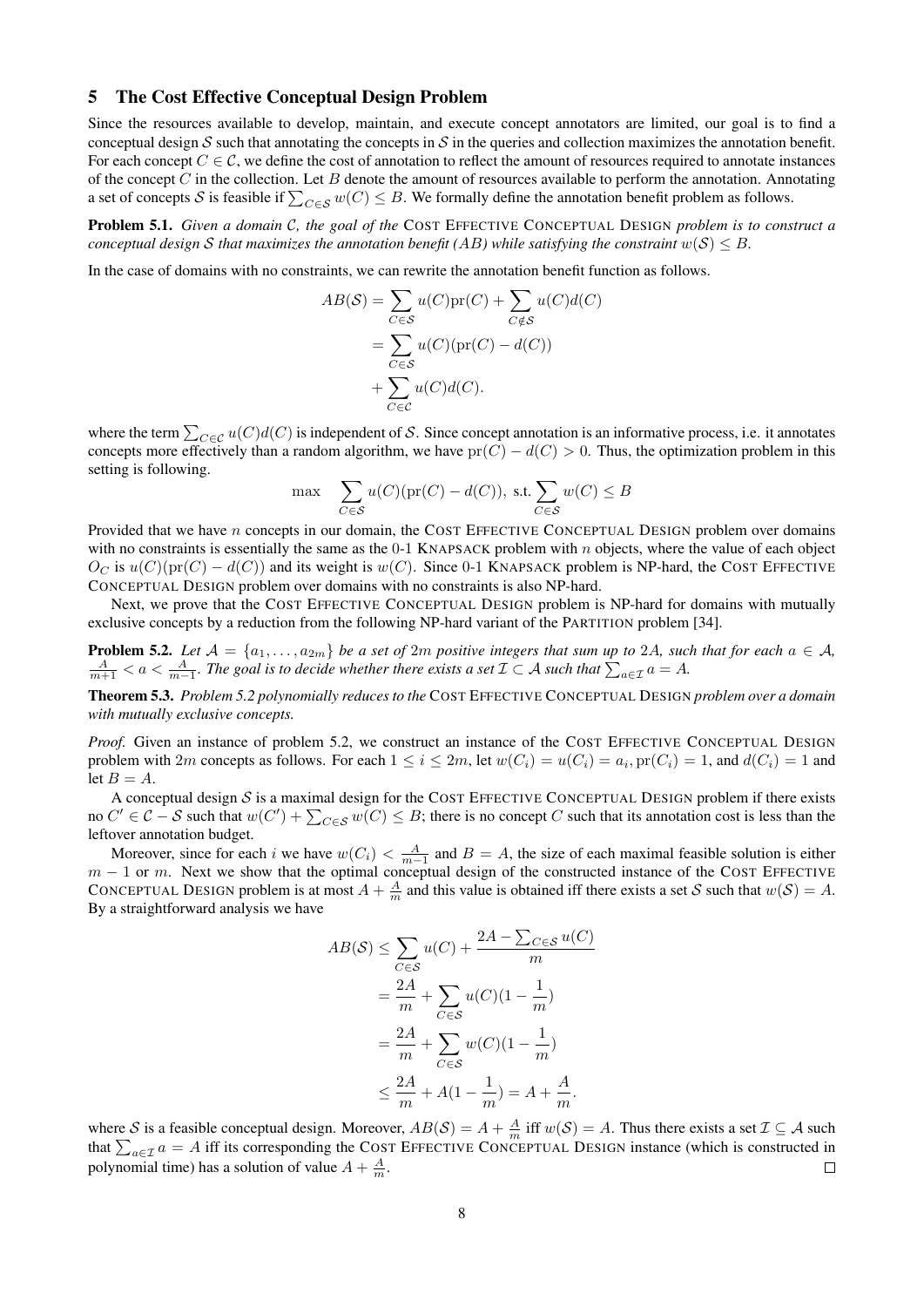## 5 The Cost Effective Conceptual Design Problem

Since the resources available to develop, maintain, and execute concept annotators are limited, our goal is to find a conceptual design $\mathcal{S}$ such that annotating the concepts in $\mathcal{S}$ in the queries and collection maximizes the annotation benefit. For each concept $C \in \mathcal{C}$, we define the cost of annotation to reflect the amount of resources required to annotate instances of the concept $C$ in the collection. Let $B$ denote the amount of resources available to perform the annotation. Annotating a set of concepts $\mathcal{S}$ is feasible if $\sum_{C \in \mathcal{S}} w(C) \leq B$. We formally define the annotation benefit problem as follows.

**Problem 5.1.** *Given a domain $\mathcal{C}$, the goal of the* COST EFFECTIVE CONCEPTUAL DESIGN *problem is to construct a conceptual design $\mathcal{S}$ that maximizes the annotation benefit (AB) while satisfying the constraint $w(\mathcal{S}) \leq B$.*

In the case of domains with no constraints, we can rewrite the annotation benefit function as follows.

$$
\begin{aligned}
AB(\mathcal{S}) &= \sum_{C \in \mathcal{S}} u(C)\mathrm{pr}(C) + \sum_{C \notin \mathcal{S}} u(C)d(C) \\
&= \sum_{C \in \mathcal{S}} u(C)(\mathrm{pr}(C) - d(C)) \\
&+ \sum_{C \in \mathcal{C}} u(C)d(C).
\end{aligned}
$$

where the term $\sum_{C \in \mathcal{C}} u(C)d(C)$ is independent of $\mathcal{S}$. Since concept annotation is an informative process, i.e. it annotates concepts more effectively than a random algorithm, we have $\mathrm{pr}(C) - d(C) > 0$. Thus, the optimization problem in this setting is following.

$$
\max \quad \sum_{C \in \mathcal{S}} u(C)(\mathrm{pr}(C) - d(C)), \text{ s.t.} \sum_{C \in \mathcal{S}} w(C) \leq B
$$

Provided that we have $n$ concepts in our domain, the COST EFFECTIVE CONCEPTUAL DESIGN problem over domains with no constraints is essentially the same as the 0-1 KNAPSACK problem with $n$ objects, where the value of each object $O_C$ is $u(C)(\mathrm{pr}(C) - d(C))$ and its weight is $w(C)$. Since 0-1 KNAPSACK problem is NP-hard, the COST EFFECTIVE CONCEPTUAL DESIGN problem over domains with no constraints is also NP-hard.

Next, we prove that the COST EFFECTIVE CONCEPTUAL DESIGN problem is NP-hard for domains with mutually exclusive concepts by a reduction from the following NP-hard variant of the PARTITION problem [34].

**Problem 5.2.** *Let $\mathcal{A} = \{a_1, \ldots, a_{2m}\}$ be a set of $2m$ positive integers that sum up to $2A$, such that for each $a \in \mathcal{A}$, $\frac{A}{m+1} < a < \frac{A}{m-1}$. The goal is to decide whether there exists a set $\mathcal{I} \subset \mathcal{A}$ such that $\sum_{a \in \mathcal{I}} a = A$.*

**Theorem 5.3.** *Problem 5.2 polynomially reduces to the* COST EFFECTIVE CONCEPTUAL DESIGN *problem over a domain with mutually exclusive concepts.*

*Proof.* Given an instance of problem 5.2, we construct an instance of the COST EFFECTIVE CONCEPTUAL DESIGN problem with $2m$ concepts as follows. For each $1 \leq i \leq 2m$, let $w(C_i) = u(C_i) = a_i, \mathrm{pr}(C_i) = 1$, and $d(C_i) = 1$ and let $B = A$.

A conceptual design $\mathcal{S}$ is a maximal design for the COST EFFECTIVE CONCEPTUAL DESIGN problem if there exists no $C' \in \mathcal{C} - \mathcal{S}$ such that $w(C') + \sum_{C \in \mathcal{S}} w(C) \leq B$; there is no concept $C$ such that its annotation cost is less than the leftover annotation budget.

Moreover, since for each $i$ we have $w(C_i) < \frac{A}{m-1}$ and $B = A$, the size of each maximal feasible solution is either $m - 1$ or $m$. Next we show that the optimal conceptual design of the constructed instance of the COST EFFECTIVE CONCEPTUAL DESIGN problem is at most $A + \frac{A}{m}$ and this value is obtained iff there exists a set $\mathcal{S}$ such that $w(\mathcal{S}) = A$. By a straightforward analysis we have

$$
\begin{aligned}
AB(\mathcal{S}) &\leq \sum_{C \in \mathcal{S}} u(C) + \frac{2A - \sum_{C \in \mathcal{S}} u(C)}{m} \\
&= \frac{2A}{m} + \sum_{C \in \mathcal{S}} u(C)(1 - \frac{1}{m}) \\
&= \frac{2A}{m} + \sum_{C \in \mathcal{S}} w(C)(1 - \frac{1}{m}) \\
&\leq \frac{2A}{m} + A(1 - \frac{1}{m}) = A + \frac{A}{m}.
\end{aligned}
$$

where $\mathcal{S}$ is a feasible conceptual design. Moreover, $AB(\mathcal{S}) = A + \frac{A}{m}$ iff $w(\mathcal{S}) = A$. Thus there exists a set $\mathcal{I} \subseteq \mathcal{A}$ such that $\sum_{a \in \mathcal{I}} a = A$ iff its corresponding the COST EFFECTIVE CONCEPTUAL DESIGN instance (which is constructed in polynomial time) has a solution of value $A + \frac{A}{m}$. $\square$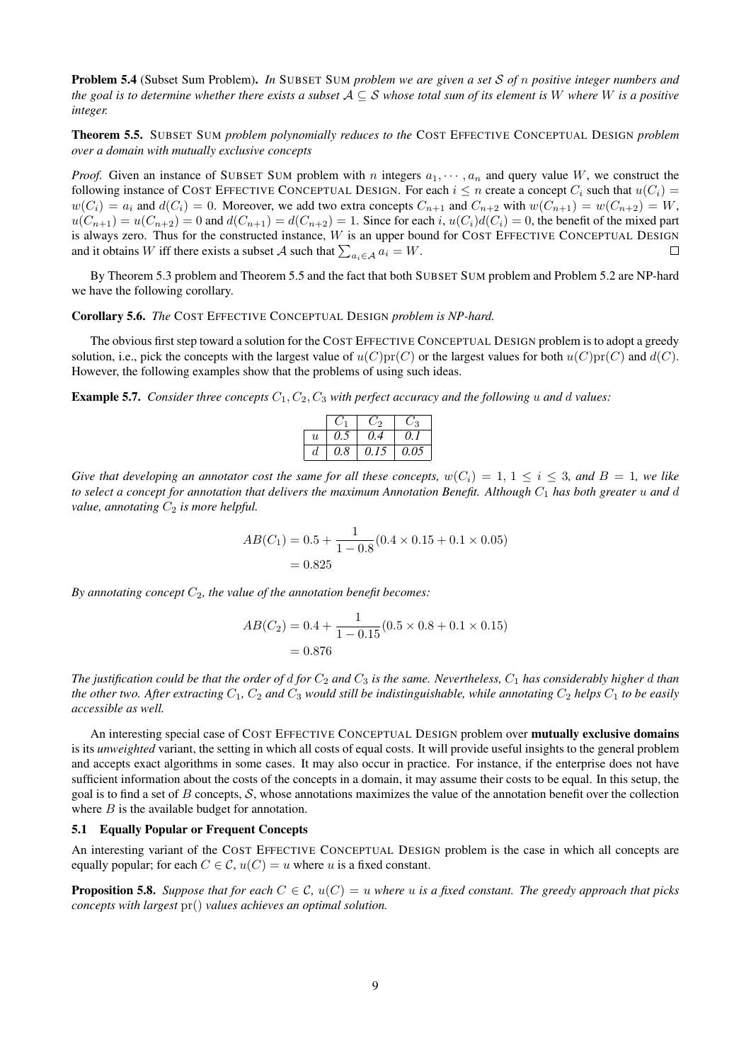**Problem 5.4** (Subset Sum Problem)**.** *In* SUBSET SUM *problem we are given a set $\mathcal{S}$ of $n$ positive integer numbers and the goal is to determine whether there exists a subset $\mathcal{A} \subseteq \mathcal{S}$ whose total sum of its element is $W$ where $W$ is a positive integer.*

**Theorem 5.5.** SUBSET SUM *problem polynomially reduces to the* COST EFFECTIVE CONCEPTUAL DESIGN *problem over a domain with mutually exclusive concepts*

*Proof.* Given an instance of SUBSET SUM problem with $n$ integers $a_1, \cdots, a_n$ and query value $W$, we construct the following instance of COST EFFECTIVE CONCEPTUAL DESIGN. For each $i \leq n$ create a concept $C_i$ such that $u(C_i) = w(C_i) = a_i$ and $d(C_i) = 0$. Moreover, we add two extra concepts $C_{n+1}$ and $C_{n+2}$ with $w(C_{n+1}) = w(C_{n+2}) = W$, $u(C_{n+1}) = u(C_{n+2}) = 0$ and $d(C_{n+1}) = d(C_{n+2}) = 1$. Since for each $i$, $u(C_i)d(C_i) = 0$, the benefit of the mixed part is always zero. Thus for the constructed instance, $W$ is an upper bound for COST EFFECTIVE CONCEPTUAL DESIGN and it obtains $W$ iff there exists a subset $\mathcal{A}$ such that $\sum_{a_i \in \mathcal{A}} a_i = W$. $\square$

By Theorem 5.3 problem and Theorem 5.5 and the fact that both SUBSET SUM problem and Problem 5.2 are NP-hard we have the following corollary.

**Corollary 5.6.** *The* COST EFFECTIVE CONCEPTUAL DESIGN *problem is NP-hard.*

The obvious first step toward a solution for the COST EFFECTIVE CONCEPTUAL DESIGN problem is to adopt a greedy solution, i.e., pick the concepts with the largest value of $u(C)\text{pr}(C)$ or the largest values for both $u(C)\text{pr}(C)$ and $d(C)$. However, the following examples show that the problems of using such ideas.

**Example 5.7.** *Consider three concepts $C_1, C_2, C_3$ with perfect accuracy and the following $u$ and $d$ values:*

| | $C_1$ | $C_2$ | $C_3$ |
|---|---|---|---|
| $u$ | 0.5 | 0.4 | 0.1 |
| $d$ | 0.8 | 0.15 | 0.05 |

*Give that developing an annotator cost the same for all these concepts, $w(C_i) = 1$, $1 \leq i \leq 3$, and $B = 1$, we like to select a concept for annotation that delivers the maximum Annotation Benefit. Although $C_1$ has both greater $u$ and $d$ value, annotating $C_2$ is more helpful.*

$$
\begin{aligned}
AB(C_1) &= 0.5 + \frac{1}{1 - 0.8}(0.4 \times 0.15 + 0.1 \times 0.05) \\
&= 0.825
\end{aligned}
$$

*By annotating concept $C_2$, the value of the annotation benefit becomes:*

$$
\begin{aligned}
AB(C_2) &= 0.4 + \frac{1}{1 - 0.15}(0.5 \times 0.8 + 0.1 \times 0.15) \\
&= 0.876
\end{aligned}
$$

*The justification could be that the order of $d$ for $C_2$ and $C_3$ is the same. Nevertheless, $C_1$ has considerably higher $d$ than the other two. After extracting $C_1$, $C_2$ and $C_3$ would still be indistinguishable, while annotating $C_2$ helps $C_1$ to be easily accessible as well.*

An interesting special case of COST EFFECTIVE CONCEPTUAL DESIGN problem over **mutually exclusive domains** is its *unweighted* variant, the setting in which all costs of equal costs. It will provide useful insights to the general problem and accepts exact algorithms in some cases. It may also occur in practice. For instance, if the enterprise does not have sufficient information about the costs of the concepts in a domain, it may assume their costs to be equal. In this setup, the goal is to find a set of $B$ concepts, $\mathcal{S}$, whose annotations maximizes the value of the annotation benefit over the collection where $B$ is the available budget for annotation.

### 5.1 Equally Popular or Frequent Concepts

An interesting variant of the COST EFFECTIVE CONCEPTUAL DESIGN problem is the case in which all concepts are equally popular; for each $C \in \mathcal{C}$, $u(C) = u$ where $u$ is a fixed constant.

**Proposition 5.8.** *Suppose that for each $C \in \mathcal{C}$, $u(C) = u$ where $u$ is a fixed constant. The greedy approach that picks concepts with largest $\text{pr}()$ values achieves an optimal solution.*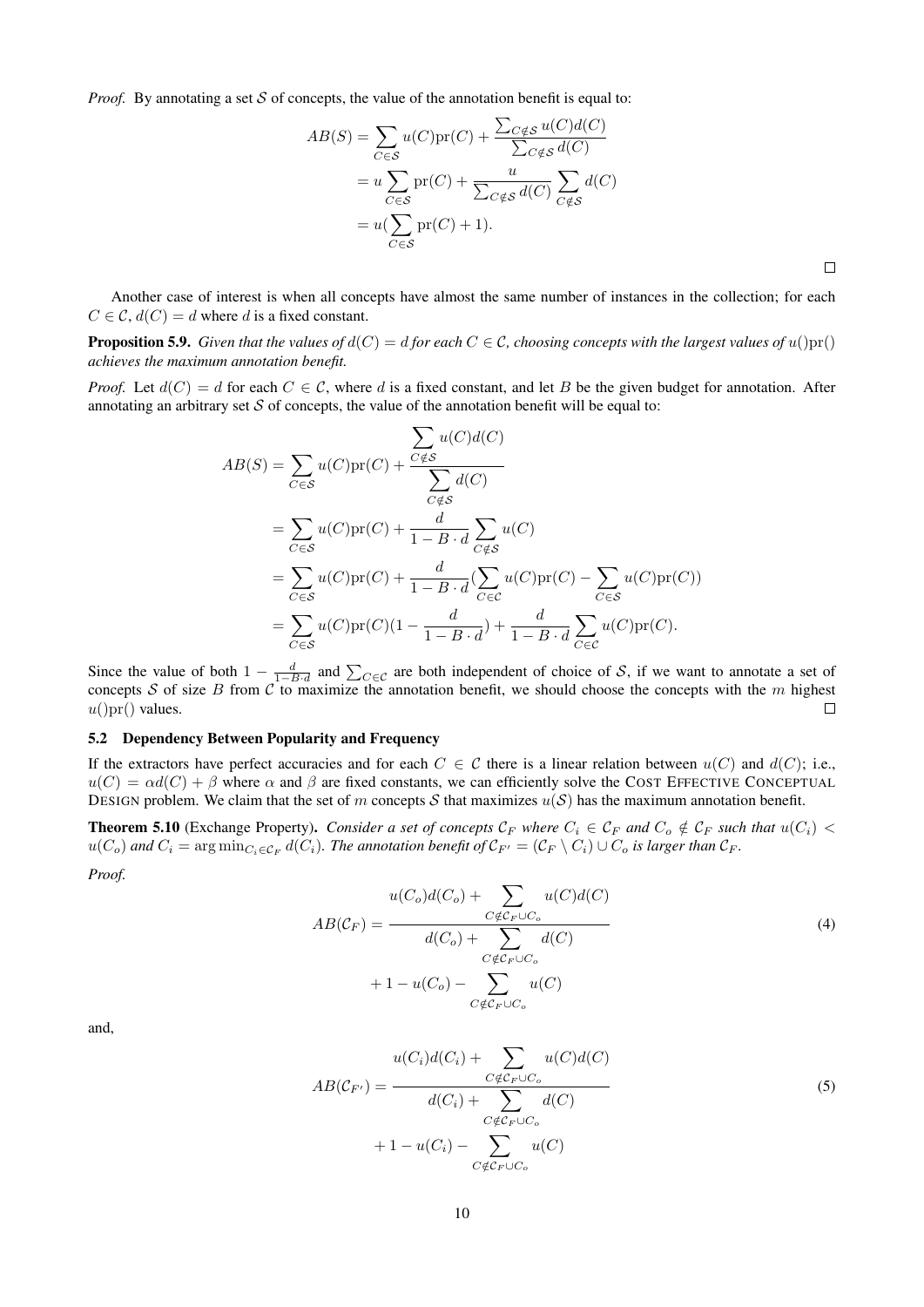*Proof.* By annotating a set $\mathcal{S}$ of concepts, the value of the annotation benefit is equal to:

$$
\begin{aligned}
AB(S) &= \sum_{C \in \mathcal{S}} u(C)\mathrm{pr}(C) + \frac{\sum_{C \notin \mathcal{S}} u(C)d(C)}{\sum_{C \notin \mathcal{S}} d(C)} \\
&= u \sum_{C \in \mathcal{S}} \mathrm{pr}(C) + \frac{u}{\sum_{C \notin \mathcal{S}} d(C)} \sum_{C \notin \mathcal{S}} d(C) \\
&= u(\sum_{C \in \mathcal{S}} \mathrm{pr}(C) + 1).
\end{aligned}
$$

□

Another case of interest is when all concepts have almost the same number of instances in the collection; for each $C \in \mathcal{C}$, $d(C) = d$ where $d$ is a fixed constant.

**Proposition 5.9.** *Given that the values of $d(C) = d$ for each $C \in \mathcal{C}$, choosing concepts with the largest values of $u()\mathrm{pr}()$ achieves the maximum annotation benefit.*

*Proof.* Let $d(C) = d$ for each $C \in \mathcal{C}$, where $d$ is a fixed constant, and let $B$ be the given budget for annotation. After annotating an arbitrary set $\mathcal{S}$ of concepts, the value of the annotation benefit will be equal to:

$$
\begin{aligned}
AB(S) &= \sum_{C \in \mathcal{S}} u(C)\mathrm{pr}(C) + \frac{\sum\limits_{C \notin \mathcal{S}} u(C)d(C)}{\sum\limits_{C \notin \mathcal{S}} d(C)} \\
&= \sum_{C \in \mathcal{S}} u(C)\mathrm{pr}(C) + \frac{d}{1 - B \cdot d} \sum_{C \notin \mathcal{S}} u(C) \\
&= \sum_{C \in \mathcal{S}} u(C)\mathrm{pr}(C) + \frac{d}{1 - B \cdot d} (\sum_{C \in \mathcal{C}} u(C)\mathrm{pr}(C) - \sum_{C \in \mathcal{S}} u(C)\mathrm{pr}(C)) \\
&= \sum_{C \in \mathcal{S}} u(C)\mathrm{pr}(C)(1 - \frac{d}{1 - B \cdot d}) + \frac{d}{1 - B \cdot d} \sum_{C \in \mathcal{C}} u(C)\mathrm{pr}(C).
\end{aligned}
$$

Since the value of both $1 - \frac{d}{1-B \cdot d}$ and $\sum_{C \in \mathcal{C}}$ are both independent of choice of $\mathcal{S}$, if we want to annotate a set of concepts $\mathcal{S}$ of size $B$ from $\mathcal{C}$ to maximize the annotation benefit, we should choose the concepts with the $m$ highest $u()\mathrm{pr}()$ values. □

### 5.2 Dependency Between Popularity and Frequency

If the extractors have perfect accuracies and for each $C \in \mathcal{C}$ there is a linear relation between $u(C)$ and $d(C)$; i.e., $u(C) = \alpha d(C) + \beta$ where $\alpha$ and $\beta$ are fixed constants, we can efficiently solve the COST EFFECTIVE CONCEPTUAL DESIGN problem. We claim that the set of $m$ concepts $\mathcal{S}$ that maximizes $u(\mathcal{S})$ has the maximum annotation benefit.

**Theorem 5.10** (Exchange Property)**.** *Consider a set of concepts $\mathcal{C}_F$ where $C_i \in \mathcal{C}_F$ and $C_o \notin \mathcal{C}_F$ such that $u(C_i) < u(C_o)$ and $C_i = \arg\min_{C_i \in \mathcal{C}_F} d(C_i)$. The annotation benefit of $\mathcal{C}_{F'} = (\mathcal{C}_F \setminus C_i) \cup C_o$ is larger than $\mathcal{C}_F$.*

*Proof.*

$$
\begin{aligned}
AB(\mathcal{C}_F) = &\frac{u(C_o)d(C_o) + \sum\limits_{C \notin \mathcal{C}_F \cup C_o} u(C)d(C)}{d(C_o) + \sum\limits_{C \notin \mathcal{C}_F \cup C_o} d(C)} \\
&+ 1 - u(C_o) - \sum_{C \notin \mathcal{C}_F \cup C_o} u(C)
\end{aligned}
\tag{4}
$$

and,

$$
\begin{aligned}
AB(\mathcal{C}_{F'}) = &\frac{u(C_i)d(C_i) + \sum\limits_{C \notin \mathcal{C}_F \cup C_o} u(C)d(C)}{d(C_i) + \sum\limits_{C \notin \mathcal{C}_F \cup C_o} d(C)} \\
&+ 1 - u(C_i) - \sum_{C \notin \mathcal{C}_F \cup C_o} u(C)
\end{aligned}
\tag{5}
$$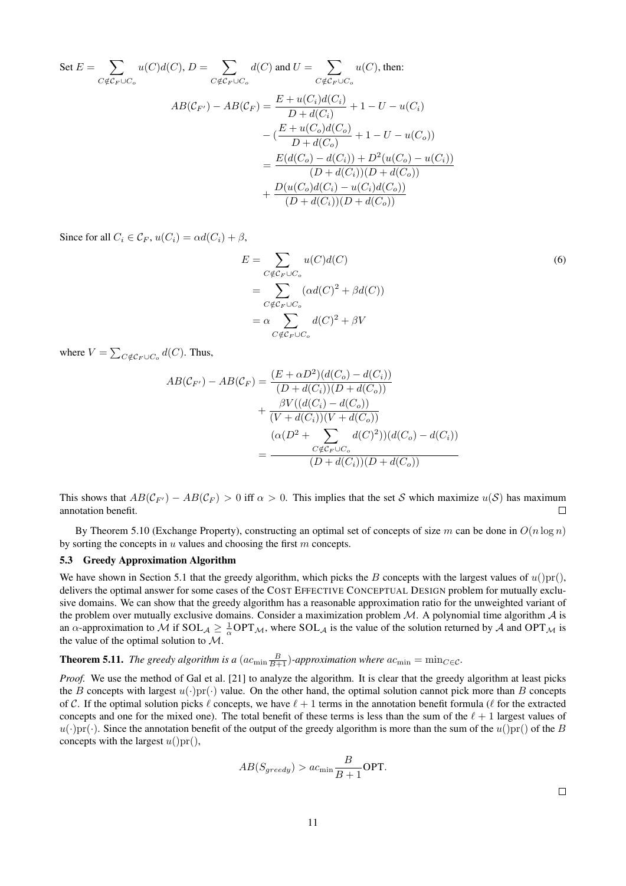Set $E = \sum_{C \notin \mathcal{C}_F \cup C_o} u(C)d(C)$, $D = \sum_{C \notin \mathcal{C}_F \cup C_o} d(C)$ and $U = \sum_{C \notin \mathcal{C}_F \cup C_o} u(C)$, then:

$$
\begin{aligned}
AB(\mathcal{C}_{F'}) - AB(\mathcal{C}_F) &= \frac{E + u(C_i)d(C_i)}{D + d(C_i)} + 1 - U - u(C_i) \\
&\quad - (\frac{E + u(C_o)d(C_o)}{D + d(C_o)} + 1 - U - u(C_o)) \\
&= \frac{E(d(C_o) - d(C_i)) + D^2(u(C_o) - u(C_i))}{(D + d(C_i))(D + d(C_o))} \\
&\quad + \frac{D(u(C_o)d(C_i) - u(C_i)d(C_o))}{(D + d(C_i))(D + d(C_o))}
\end{aligned}
$$

Since for all $C_i \in \mathcal{C}_F$, $u(C_i) = \alpha d(C_i) + \beta$,

$$
\begin{aligned}
E &= \sum_{C \notin \mathcal{C}_F \cup C_o} u(C)d(C) \\
&= \sum_{C \notin \mathcal{C}_F \cup C_o} (\alpha d(C)^2 + \beta d(C)) \\
&= \alpha \sum_{C \notin \mathcal{C}_F \cup C_o} d(C)^2 + \beta V
\end{aligned}
\tag{6}
$$

where $V = \sum_{C \notin \mathcal{C}_F \cup C_o} d(C)$. Thus,

$$
\begin{aligned}
AB(\mathcal{C}_{F'}) - AB(\mathcal{C}_F) &= \frac{(E + \alpha D^2)(d(C_o) - d(C_i))}{(D + d(C_i))(D + d(C_o))} \\
&\quad + \frac{\beta V((d(C_i) - d(C_o))}{(V + d(C_i))(V + d(C_o))} \\
&= \frac{(\alpha(D^2 + \sum_{C \notin \mathcal{C}_F \cup C_o} d(C)^2))(d(C_o) - d(C_i))}{(D + d(C_i))(D + d(C_o))}
\end{aligned}
$$

This shows that $AB(\mathcal{C}_{F'}) - AB(\mathcal{C}_F) > 0$ iff $\alpha > 0$. This implies that the set $\mathcal{S}$ which maximize $u(\mathcal{S})$ has maximum annotation benefit. $\square$

By Theorem 5.10 (Exchange Property), constructing an optimal set of concepts of size $m$ can be done in $O(n \log n)$ by sorting the concepts in $u$ values and choosing the first $m$ concepts.

### 5.3 Greedy Approximation Algorithm

We have shown in Section 5.1 that the greedy algorithm, which picks the $B$ concepts with the largest values of $u()\text{pr}()$, delivers the optimal answer for some cases of the COST EFFECTIVE CONCEPTUAL DESIGN problem for mutually exclusive domains. We can show that the greedy algorithm has a reasonable approximation ratio for the unweighted variant of the problem over mutually exclusive domains. Consider a maximization problem $\mathcal{M}$. A polynomial time algorithm $\mathcal{A}$ is an $\alpha$-approximation to $\mathcal{M}$ if $\text{SOL}_{\mathcal{A}} \geq \frac{1}{\alpha}\text{OPT}_{\mathcal{M}}$, where $\text{SOL}_{\mathcal{A}}$ is the value of the solution returned by $\mathcal{A}$ and $\text{OPT}_{\mathcal{M}}$ is the value of the optimal solution to $\mathcal{M}$.

**Theorem 5.11.** *The greedy algorithm is a ($ac_{\min}\frac{B}{B+1}$)-approximation where $ac_{\min} = \min_{C \in \mathcal{C}}$.*

*Proof.* We use the method of Gal et al. [21] to analyze the algorithm. It is clear that the greedy algorithm at least picks the $B$ concepts with largest $u(\cdot)\text{pr}(\cdot)$ value. On the other hand, the optimal solution cannot pick more than $B$ concepts of $\mathcal{C}$. If the optimal solution picks $\ell$ concepts, we have $\ell + 1$ terms in the annotation benefit formula ($\ell$ for the extracted concepts and one for the mixed one). The total benefit of these terms is less than the sum of the $\ell + 1$ largest values of $u(\cdot)\text{pr}(\cdot)$. Since the annotation benefit of the output of the greedy algorithm is more than the sum of the $u()\text{pr}()$ of the $B$ concepts with the largest $u()\text{pr}()$,

$$
AB(S_{greedy}) > ac_{\min}\frac{B}{B+1}\text{OPT}.
$$

$\square$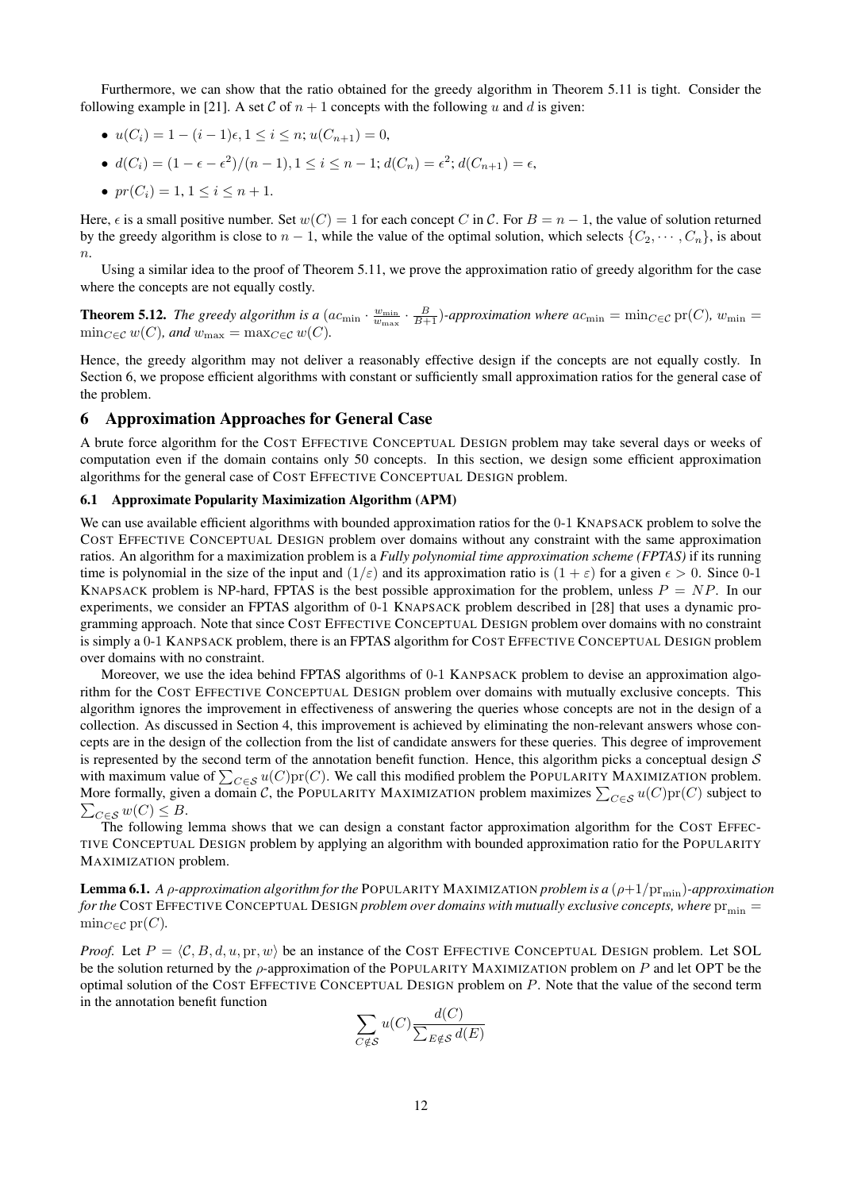Furthermore, we can show that the ratio obtained for the greedy algorithm in Theorem 5.11 is tight. Consider the following example in [21]. A set $\mathcal{C}$ of $n+1$ concepts with the following $u$ and $d$ is given:

- $u(C_i) = 1 - (i-1)\epsilon, 1 \leq i \leq n$; $u(C_{n+1}) = 0$,
- $d(C_i) = (1 - \epsilon - \epsilon^2)/(n-1), 1 \leq i \leq n-1$; $d(C_n) = \epsilon^2$; $d(C_{n+1}) = \epsilon$,
- $pr(C_i) = 1, 1 \leq i \leq n+1$.

Here, $\epsilon$ is a small positive number. Set $w(C) = 1$ for each concept $C$ in $\mathcal{C}$. For $B = n-1$, the value of solution returned by the greedy algorithm is close to $n-1$, while the value of the optimal solution, which selects $\{C_2, \cdots, C_n\}$, is about $n$.

Using a similar idea to the proof of Theorem 5.11, we prove the approximation ratio of greedy algorithm for the case where the concepts are not equally costly.

**Theorem 5.12.** *The greedy algorithm is a $(ac_{\min} \cdot \frac{w_{\min}}{w_{\max}} \cdot \frac{B}{B+1})$-approximation where $ac_{\min} = \min_{C \in \mathcal{C}} \text{pr}(C)$, $w_{\min} = \min_{C \in \mathcal{C}} w(C)$, and $w_{\max} = \max_{C \in \mathcal{C}} w(C)$.*

Hence, the greedy algorithm may not deliver a reasonably effective design if the concepts are not equally costly. In Section 6, we propose efficient algorithms with constant or sufficiently small approximation ratios for the general case of the problem.

## 6 Approximation Approaches for General Case

A brute force algorithm for the COST EFFECTIVE CONCEPTUAL DESIGN problem may take several days or weeks of computation even if the domain contains only 50 concepts. In this section, we design some efficient approximation algorithms for the general case of COST EFFECTIVE CONCEPTUAL DESIGN problem.

### 6.1 Approximate Popularity Maximization Algorithm (APM)

We can use available efficient algorithms with bounded approximation ratios for the 0-1 KNAPSACK problem to solve the COST EFFECTIVE CONCEPTUAL DESIGN problem over domains without any constraint with the same approximation ratios. An algorithm for a maximization problem is a *Fully polynomial time approximation scheme (FPTAS)* if its running time is polynomial in the size of the input and $(1/\varepsilon)$ and its approximation ratio is $(1+\varepsilon)$ for a given $\epsilon > 0$. Since 0-1 KNAPSACK problem is NP-hard, FPTAS is the best possible approximation for the problem, unless $P = NP$. In our experiments, we consider an FPTAS algorithm of 0-1 KNAPSACK problem described in [28] that uses a dynamic programming approach. Note that since COST EFFECTIVE CONCEPTUAL DESIGN problem over domains with no constraint is simply a 0-1 KANPSACK problem, there is an FPTAS algorithm for COST EFFECTIVE CONCEPTUAL DESIGN problem over domains with no constraint.

Moreover, we use the idea behind FPTAS algorithms of 0-1 KANPSACK problem to devise an approximation algorithm for the COST EFFECTIVE CONCEPTUAL DESIGN problem over domains with mutually exclusive concepts. This algorithm ignores the improvement in effectiveness of answering the queries whose concepts are not in the design of a collection. As discussed in Section 4, this improvement is achieved by eliminating the non-relevant answers whose concepts are in the design of the collection from the list of candidate answers for these queries. This degree of improvement is represented by the second term of the annotation benefit function. Hence, this algorithm picks a conceptual design $\mathcal{S}$ with maximum value of $\sum_{C \in \mathcal{S}} u(C)\text{pr}(C)$. We call this modified problem the POPULARITY MAXIMIZATION problem. More formally, given a domain $\mathcal{C}$, the POPULARITY MAXIMIZATION problem maximizes $\sum_{C \in \mathcal{S}} u(C)\text{pr}(C)$ subject to $\sum_{C \in \mathcal{S}} w(C) \leq B$.

The following lemma shows that we can design a constant factor approximation algorithm for the COST EFFECTIVE CONCEPTUAL DESIGN problem by applying an algorithm with bounded approximation ratio for the POPULARITY MAXIMIZATION problem.

**Lemma 6.1.** *A $\rho$-approximation algorithm for the* POPULARITY MAXIMIZATION *problem is a $(\rho + 1/\text{pr}_{\min})$-approximation for the* COST EFFECTIVE CONCEPTUAL DESIGN *problem over domains with mutually exclusive concepts, where $\text{pr}_{\min} = \min_{C \in \mathcal{C}} \text{pr}(C)$.*

*Proof.* Let $P = \langle \mathcal{C}, B, d, u, \text{pr}, w \rangle$ be an instance of the COST EFFECTIVE CONCEPTUAL DESIGN problem. Let SOL be the solution returned by the $\rho$-approximation of the POPULARITY MAXIMIZATION problem on $P$ and let OPT be the optimal solution of the COST EFFECTIVE CONCEPTUAL DESIGN problem on $P$. Note that the value of the second term in the annotation benefit function

$$\sum_{C \notin \mathcal{S}} u(C) \frac{d(C)}{\sum_{E \notin \mathcal{S}} d(E)}$$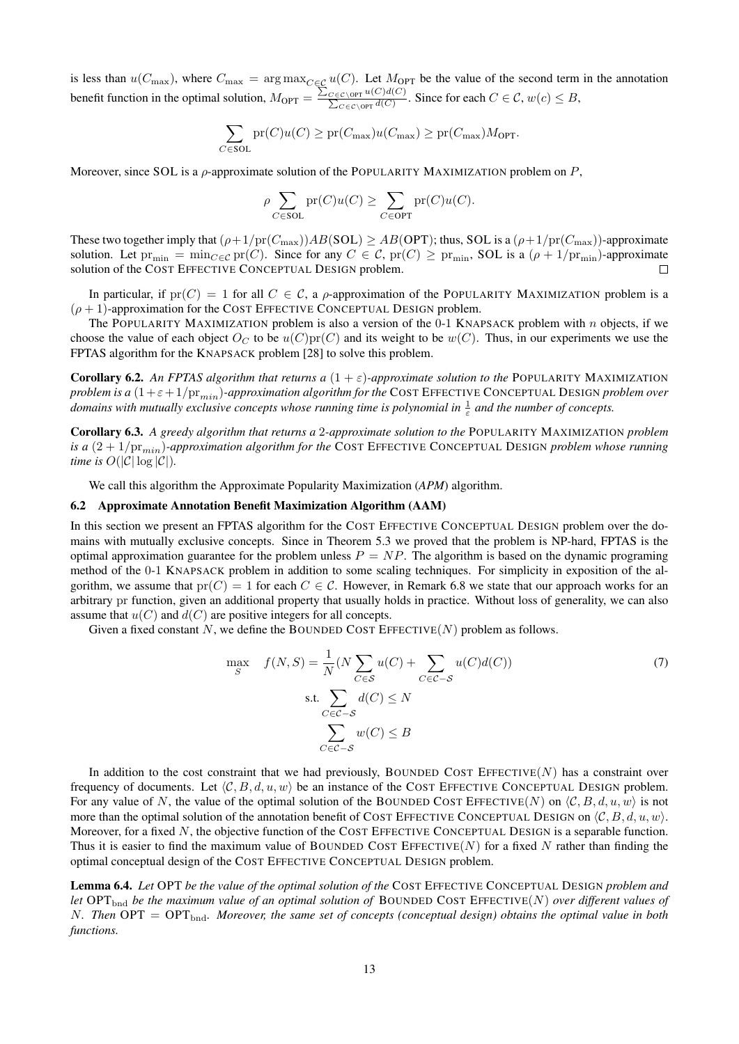is less than $u(C_{\max})$, where $C_{\max} = \arg\max_{C \in \mathcal{C}} u(C)$. Let $M_{\text{OPT}}$ be the value of the second term in the annotation benefit function in the optimal solution, $M_{\text{OPT}} = \frac{\sum_{C \in \mathcal{C} \setminus \text{OPT}} u(C)d(C)}{\sum_{C \in \mathcal{C} \setminus \text{OPT}} d(C)}$. Since for each $C \in \mathcal{C}$, $w(c) \leq B$,

$$\sum_{C \in \text{SOL}} \text{pr}(C)u(C) \geq \text{pr}(C_{\max})u(C_{\max}) \geq \text{pr}(C_{\max})M_{\text{OPT}}.$$

Moreover, since SOL is a $\rho$-approximate solution of the POPULARITY MAXIMIZATION problem on $P$,

$$\rho \sum_{C \in \text{SOL}} \text{pr}(C)u(C) \geq \sum_{C \in \text{OPT}} \text{pr}(C)u(C).$$

These two together imply that $(\rho + 1/\text{pr}(C_{\max}))AB(\text{SOL}) \geq AB(\text{OPT})$; thus, SOL is a $(\rho + 1/\text{pr}(C_{\max}))$-approximate solution. Let $\text{pr}_{\min} = \min_{C \in \mathcal{C}} \text{pr}(C)$. Since for any $C \in \mathcal{C}$, $\text{pr}(C) \geq \text{pr}_{\min}$, SOL is a $(\rho + 1/\text{pr}_{\min})$-approximate solution of the COST EFFECTIVE CONCEPTUAL DESIGN problem. □

In particular, if $\text{pr}(C) = 1$ for all $C \in \mathcal{C}$, a $\rho$-approximation of the POPULARITY MAXIMIZATION problem is a $(\rho + 1)$-approximation for the COST EFFECTIVE CONCEPTUAL DESIGN problem.

The POPULARITY MAXIMIZATION problem is also a version of the 0-1 KNAPSACK problem with $n$ objects, if we choose the value of each object $O_C$ to be $u(C)\text{pr}(C)$ and its weight to be $w(C)$. Thus, in our experiments we use the FPTAS algorithm for the KNAPSACK problem [28] to solve this problem.

**Corollary 6.2.** *An FPTAS algorithm that returns a $(1 + \varepsilon)$-approximate solution to the* POPULARITY MAXIMIZATION *problem is a $(1 + \varepsilon + 1/\text{pr}_{min})$-approximation algorithm for the* COST EFFECTIVE CONCEPTUAL DESIGN *problem over domains with mutually exclusive concepts whose running time is polynomial in $\frac{1}{\varepsilon}$ and the number of concepts.*

**Corollary 6.3.** *A greedy algorithm that returns a 2-approximate solution to the* POPULARITY MAXIMIZATION *problem is a $(2 + 1/\text{pr}_{min})$-approximation algorithm for the* COST EFFECTIVE CONCEPTUAL DESIGN *problem whose running time is $O(|\mathcal{C}| \log |\mathcal{C}|)$.*

We call this algorithm the Approximate Popularity Maximization (*APM*) algorithm.

### 6.2 Approximate Annotation Benefit Maximization Algorithm (AAM)

In this section we present an FPTAS algorithm for the COST EFFECTIVE CONCEPTUAL DESIGN problem over the domains with mutually exclusive concepts. Since in Theorem 5.3 we proved that the problem is NP-hard, FPTAS is the optimal approximation guarantee for the problem unless $P = NP$. The algorithm is based on the dynamic programing method of the 0-1 KNAPSACK problem in addition to some scaling techniques. For simplicity in exposition of the algorithm, we assume that $\text{pr}(C) = 1$ for each $C \in \mathcal{C}$. However, in Remark 6.8 we state that our approach works for an arbitrary pr function, given an additional property that usually holds in practice. Without loss of generality, we can also assume that $u(C)$ and $d(C)$ are positive integers for all concepts.

Given a fixed constant $N$, we define the BOUNDED COST EFFECTIVE($N$) problem as follows.

$$\max_{S} \quad f(N, S) = \frac{1}{N}(N \sum_{C \in \mathcal{S}} u(C) + \sum_{C \in \mathcal{C} - \mathcal{S}} u(C)d(C)) \tag{7}$$
$$\text{s.t.} \sum_{C \in \mathcal{C} - \mathcal{S}} d(C) \leq N$$
$$\sum_{C \in \mathcal{C} - \mathcal{S}} w(C) \leq B$$

In addition to the cost constraint that we had previously, BOUNDED COST EFFECTIVE($N$) has a constraint over frequency of documents. Let $\langle \mathcal{C}, B, d, u, w \rangle$ be an instance of the COST EFFECTIVE CONCEPTUAL DESIGN problem. For any value of $N$, the value of the optimal solution of the BOUNDED COST EFFECTIVE($N$) on $\langle \mathcal{C}, B, d, u, w \rangle$ is not more than the optimal solution of the annotation benefit of COST EFFECTIVE CONCEPTUAL DESIGN on $\langle \mathcal{C}, B, d, u, w \rangle$. Moreover, for a fixed $N$, the objective function of the COST EFFECTIVE CONCEPTUAL DESIGN is a separable function. Thus it is easier to find the maximum value of BOUNDED COST EFFECTIVE($N$) for a fixed $N$ rather than finding the optimal conceptual design of the COST EFFECTIVE CONCEPTUAL DESIGN problem.

**Lemma 6.4.** *Let* OPT *be the value of the optimal solution of the* COST EFFECTIVE CONCEPTUAL DESIGN *problem and let* $\text{OPT}_{\text{bnd}}$ *be the maximum value of an optimal solution of* BOUNDED COST EFFECTIVE($N$) *over different values of $N$. Then* $\text{OPT} = \text{OPT}_{\text{bnd}}$*. Moreover, the same set of concepts (conceptual design) obtains the optimal value in both functions.*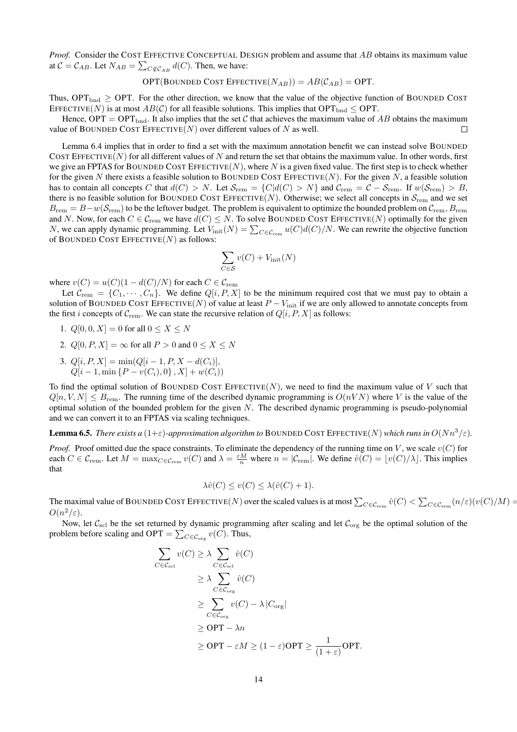*Proof.* Consider the COST EFFECTIVE CONCEPTUAL DESIGN problem and assume that $AB$ obtains its maximum value at $\mathcal{C} = \mathcal{C}_{AB}$. Let $N_{AB} = \sum_{C \notin \mathcal{C}_{AB}} d(C)$. Then, we have:

$$\text{OPT}(\text{BOUNDED COST EFFECTIVE}(N_{AB})) = AB(\mathcal{C}_{AB}) = \text{OPT}.$$

Thus, $\text{OPT}_{\text{bnd}} \geq \text{OPT}$. For the other direction, we know that the value of the objective function of BOUNDED COST EFFECTIVE$(N)$ is at most $AB(\mathcal{C})$ for all feasible solutions. This implies that $\text{OPT}_{\text{bnd}} \leq \text{OPT}$.

Hence, $\text{OPT} = \text{OPT}_{\text{bnd}}$. It also implies that the set $\mathcal{C}$ that achieves the maximum value of $AB$ obtains the maximum value of BOUNDED COST EFFECTIVE$(N)$ over different values of $N$ as well. □

Lemma 6.4 implies that in order to find a set with the maximum annotation benefit we can instead solve BOUNDED COST EFFECTIVE$(N)$ for all different values of $N$ and return the set that obtains the maximum value. In other words, first we give an FPTAS for BOUNDED COST EFFECTIVE$(N)$, where $N$ is a given fixed value. The first step is to check whether for the given $N$ there exists a feasible solution to BOUNDED COST EFFECTIVE$(N)$. For the given $N$, a feasible solution has to contain all concepts $C$ that $d(C) > N$. Let $\mathcal{S}_{\text{rem}} = \{C | d(C) > N\}$ and $\mathcal{C}_{\text{rem}} = \mathcal{C} - \mathcal{S}_{\text{rem}}$. If $w(\mathcal{S}_{\text{rem}}) > B$, there is no feasible solution for BOUNDED COST EFFECTIVE$(N)$. Otherwise; we select all concepts in $\mathcal{S}_{\text{rem}}$ and we set $B_{\text{rem}} = B - w(\mathcal{S}_{\text{rem}})$ to be the leftover budget. The problem is equivalent to optimize the bounded problem on $\mathcal{C}_{\text{rem}}, B_{\text{rem}}$ and $N$. Now, for each $C \in \mathcal{C}_{\text{rem}}$ we have $d(C) \leq N$. To solve BOUNDED COST EFFECTIVE$(N)$ optimally for the given $N$, we can apply dynamic programming. Let $V_{\text{init}}(N) = \sum_{C \in \mathcal{C}_{\text{rem}}} u(C)d(C)/N$. We can rewrite the objective function of BOUNDED COST EFFECTIVE$(N)$ as follows:

$$\sum_{C \in \mathcal{S}} v(C) + V_{\text{init}}(N)$$

where $v(C) = u(C)(1 - d(C)/N)$ for each $C \in \mathcal{C}_{\text{rem}}$

Let $\mathcal{C}_{\text{rem}} = \{C_1, \cdots, C_n\}$. We define $Q[i, P, X]$ to be the minimum required cost that we must pay to obtain a solution of BOUNDED COST EFFECTIVE$(N)$ of value at least $P - V_{\text{init}}$ if we are only allowed to annotate concepts from the first $i$ concepts of $\mathcal{C}_{\text{rem}}$. We can state the recursive relation of $Q[i, P, X]$ as follows:

1. $Q[0, 0, X] = 0$ for all $0 \leq X \leq N$
2. $Q[0, P, X] = \infty$ for all $P > 0$ and $0 \leq X \leq N$
3. $Q[i, P, X] = \min(Q[i-1, P, X - d(C_i)],$
   $Q[i-1, \min\{P - v(C_i), 0\}, X] + w(C_i))$

To find the optimal solution of BOUNDED COST EFFECTIVE$(N)$, we need to find the maximum value of $V$ such that $Q[n, V, N] \leq B_{\text{rem}}$. The running time of the described dynamic programming is $O(nVN)$ where $V$ is the value of the optimal solution of the bounded problem for the given $N$. The described dynamic programming is pseudo-polynomial and we can convert it to an FPTAS via scaling techniques.

**Lemma 6.5.** *There exists a $(1+\varepsilon)$-approximation algorithm to* BOUNDED COST EFFECTIVE$(N)$ *which runs in $O(Nn^3/\varepsilon)$.*

*Proof.* Proof omitted due the space constraints. To eliminate the dependency of the running time on $V$, we scale $v(C)$ for each $C \in \mathcal{C}_{\text{rem}}$. Let $M = \max_{C \in \mathcal{C}_{\text{rem}}} v(C)$ and $\lambda = \frac{\varepsilon M}{n}$ where $n = |\mathcal{C}_{\text{rem}}|$. We define $\hat{v}(C) = \lfloor v(C)/\lambda \rfloor$. This implies that

$$\lambda \hat{v}(C) \leq v(C) \leq \lambda(\hat{v}(C) + 1).$$

The maximal value of BOUNDED COST EFFECTIVE$(N)$ over the scaled values is at most $\sum_{C \in \mathcal{C}_{\text{rem}}} \hat{v}(C) < \sum_{C \in \mathcal{C}_{\text{rem}}} (n/\varepsilon)(v(C)/M) = O(n^2/\varepsilon)$.

Now, let $\mathcal{C}_{\text{scl}}$ be the set returned by dynamic programming after scaling and let $\mathcal{C}_{\text{org}}$ be the optimal solution of the problem before scaling and $\text{OPT} = \sum_{C \in \mathcal{C}_{\text{org}}} v(C)$. Thus,

$$\begin{aligned}
\sum_{C \in \mathcal{C}_{\text{scl}}} v(C) &\geq \lambda \sum_{C \in \mathcal{C}_{\text{scl}}} \hat{v}(C) \\
&\geq \lambda \sum_{C \in \mathcal{C}_{\text{org}}} \hat{v}(C) \\
&\geq \sum_{C \in \mathcal{C}_{\text{org}}} v(C) - \lambda |C_{\text{org}}| \\
&\geq \text{OPT} - \lambda n \\
&\geq \text{OPT} - \varepsilon M \geq (1 - \varepsilon)\text{OPT} \geq \frac{1}{(1+\varepsilon)}\text{OPT}.
\end{aligned}$$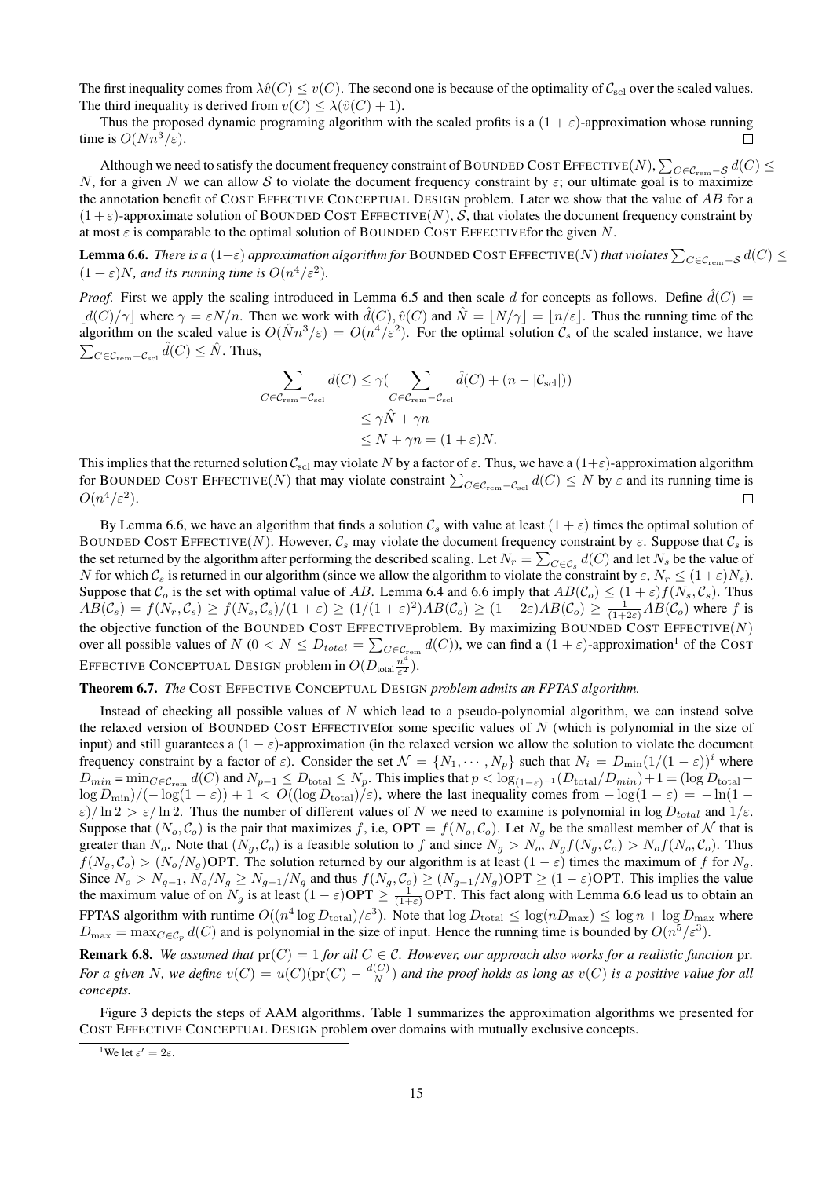The first inequality comes from $\lambda\hat{v}(C) \leq v(C)$. The second one is because of the optimality of $\mathcal{C}_{\text{scl}}$ over the scaled values. The third inequality is derived from $v(C) \leq \lambda(\hat{v}(C) + 1)$.

Thus the proposed dynamic programing algorithm with the scaled profits is a $(1 + \varepsilon)$-approximation whose running time is $O(Nn^3/\varepsilon)$. □

Although we need to satisfy the document frequency constraint of BOUNDED COST EFFECTIVE$(N)$, $\sum_{C\in\mathcal{C}_{\text{rem}}-\mathcal{S}} d(C) \leq N$, for a given $N$ we can allow $\mathcal{S}$ to violate the document frequency constraint by $\varepsilon$; our ultimate goal is to maximize the annotation benefit of COST EFFECTIVE CONCEPTUAL DESIGN problem. Later we show that the value of $AB$ for a $(1+\varepsilon)$-approximate solution of BOUNDED COST EFFECTIVE$(N)$, $\mathcal{S}$, that violates the document frequency constraint by at most $\varepsilon$ is comparable to the optimal solution of BOUNDED COST EFFECTIVEfor the given $N$.

**Lemma 6.6.** *There is a $(1+\varepsilon)$ approximation algorithm for* BOUNDED COST EFFECTIVE$(N)$ *that violates* $\sum_{C\in\mathcal{C}_{\text{rem}}-\mathcal{S}} d(C) \leq (1+\varepsilon)N$*, and its running time is* $O(n^4/\varepsilon^2)$*.*

*Proof.* First we apply the scaling introduced in Lemma 6.5 and then scale $d$ for concepts as follows. Define $\hat{d}(C) = \lfloor d(C)/\gamma \rfloor$ where $\gamma = \varepsilon N/n$. Then we work with $\hat{d}(C), \hat{v}(C)$ and $\hat{N} = \lfloor N/\gamma \rfloor = \lfloor n/\varepsilon \rfloor$. Thus the running time of the algorithm on the scaled value is $O(\hat{N}n^3/\varepsilon) = O(n^4/\varepsilon^2)$. For the optimal solution $\mathcal{C}_s$ of the scaled instance, we have $\sum_{C\in\mathcal{C}_{\text{rem}}-\mathcal{C}_{\text{scl}}} \hat{d}(C) \leq \hat{N}$. Thus,

$$
\begin{aligned}
\sum_{C\in\mathcal{C}_{\text{rem}}-\mathcal{C}_{\text{scl}}} d(C) &\leq \gamma\Big(\sum_{C\in\mathcal{C}_{\text{rem}}-\mathcal{C}_{\text{scl}}} \hat{d}(C) + (n - |\mathcal{C}_{\text{scl}}|)\Big) \\
&\leq \gamma\hat{N} + \gamma n \\
&\leq N + \gamma n = (1+\varepsilon)N.
\end{aligned}
$$

This implies that the returned solution $\mathcal{C}_{\text{scl}}$ may violate $N$ by a factor of $\varepsilon$. Thus, we have a $(1+\varepsilon)$-approximation algorithm for BOUNDED COST EFFECTIVE$(N)$ that may violate constraint $\sum_{C\in\mathcal{C}_{\text{rem}}-\mathcal{C}_{\text{scl}}} d(C) \leq N$ by $\varepsilon$ and its running time is $O(n^4/\varepsilon^2)$. □

By Lemma 6.6, we have an algorithm that finds a solution $\mathcal{C}_s$ with value at least $(1+\varepsilon)$ times the optimal solution of BOUNDED COST EFFECTIVE$(N)$. However, $\mathcal{C}_s$ may violate the document frequency constraint by $\varepsilon$. Suppose that $\mathcal{C}_s$ is the set returned by the algorithm after performing the described scaling. Let $N_r = \sum_{C\in\mathcal{C}_s} d(C)$ and let $N_s$ be the value of $N$ for which $\mathcal{C}_s$ is returned in our algorithm (since we allow the algorithm to violate the constraint by $\varepsilon$, $N_r \leq (1+\varepsilon)N_s$). Suppose that $\mathcal{C}_o$ is the set with optimal value of $AB$. Lemma 6.4 and 6.6 imply that $AB(\mathcal{C}_o) \leq (1+\varepsilon)f(N_s, \mathcal{C}_s)$. Thus $AB(\mathcal{C}_s) = f(N_r, \mathcal{C}_s) \geq f(N_s, \mathcal{C}_s)/(1+\varepsilon) \geq (1/(1+\varepsilon)^2)AB(\mathcal{C}_o) \geq (1-2\varepsilon)AB(\mathcal{C}_o) \geq \frac{1}{(1+2\varepsilon)}AB(\mathcal{C}_o)$ where $f$ is the objective function of the BOUNDED COST EFFECTIVEproblem. By maximizing BOUNDED COST EFFECTIVE$(N)$ over all possible values of $N$ ($0 < N \leq D_{total} = \sum_{C\in\mathcal{C}_{\text{rem}}} d(C)$), we can find a $(1+\varepsilon)$-approximation[1] of the COST EFFECTIVE CONCEPTUAL DESIGN problem in $O(D_{\text{total}}\frac{n^4}{\varepsilon^2})$.

**Theorem 6.7.** *The* COST EFFECTIVE CONCEPTUAL DESIGN *problem admits an FPTAS algorithm.*

Instead of checking all possible values of $N$ which lead to a pseudo-polynomial algorithm, we can instead solve the relaxed version of BOUNDED COST EFFECTIVEfor some specific values of $N$ (which is polynomial in the size of input) and still guarantees a $(1-\varepsilon)$-approximation (in the relaxed version we allow the solution to violate the document frequency constraint by a factor of $\varepsilon$). Consider the set $\mathcal{N} = \{N_1, \cdots, N_p\}$ such that $N_i = D_{\min}(1/(1-\varepsilon))^i$ where $D_{min} = \min_{C\in\mathcal{C}_{\text{rem}}} d(C)$ and $N_{p-1} \leq D_{\text{total}} \leq N_p$. This implies that $p < \log_{(1-\varepsilon)^{-1}}(D_{\text{total}}/D_{min}) + 1 = (\log D_{\text{total}} - \log D_{\min})/(-\log(1-\varepsilon)) + 1 < O((\log D_{\text{total}})/\varepsilon)$, where the last inequality comes from $-\log(1-\varepsilon) = -\ln(1-\varepsilon)/\ln 2 > \varepsilon/\ln 2$. Thus the number of different values of $N$ we need to examine is polynomial in $\log D_{total}$ and $1/\varepsilon$. Suppose that $(N_o, \mathcal{C}_o)$ is the pair that maximizes $f$, i.e, $\text{OPT} = f(N_o, \mathcal{C}_o)$. Let $N_g$ be the smallest member of $\mathcal{N}$ that is greater than $N_o$. Note that $(N_g, \mathcal{C}_o)$ is a feasible solution to $f$ and since $N_g > N_o$, $N_g f(N_g, \mathcal{C}_o) > N_o f(N_o, \mathcal{C}_o)$. Thus $f(N_g, \mathcal{C}_o) > (N_o/N_g)\text{OPT}$. The solution returned by our algorithm is at least $(1-\varepsilon)$ times the maximum of $f$ for $N_g$. Since $N_o > N_{g-1}$, $N_o/N_g \geq N_{g-1}/N_g$ and thus $f(N_g, \mathcal{C}_o) \geq (N_{g-1}/N_g)\text{OPT} \geq (1-\varepsilon)\text{OPT}$. This implies the value the maximum value of on $N_g$ is at least $(1-\varepsilon)\text{OPT} \geq \frac{1}{(1+\varepsilon)}\text{OPT}$. This fact along with Lemma 6.6 lead us to obtain an FPTAS algorithm with runtime $O((n^4 \log D_{\text{total}})/\varepsilon^3)$. Note that $\log D_{\text{total}} \leq \log(nD_{\max}) \leq \log n + \log D_{\max}$ where $D_{\max} = \max_{C\in\mathcal{C}_p} d(C)$ and is polynomial in the size of input. Hence the running time is bounded by $O(n^5/\varepsilon^3)$.

**Remark 6.8.** *We assumed that* $\text{pr}(C) = 1$ *for all* $C \in \mathcal{C}$*. However, our approach also works for a realistic function* pr*. For a given* $N$*, we define* $v(C) = u(C)(\text{pr}(C) - \frac{d(C)}{N})$ *and the proof holds as long as* $v(C)$ *is a positive value for all concepts.*

Figure 3 depicts the steps of AAM algorithms. Table 1 summarizes the approximation algorithms we presented for COST EFFECTIVE CONCEPTUAL DESIGN problem over domains with mutually exclusive concepts.

[1] We let $\varepsilon' = 2\varepsilon$.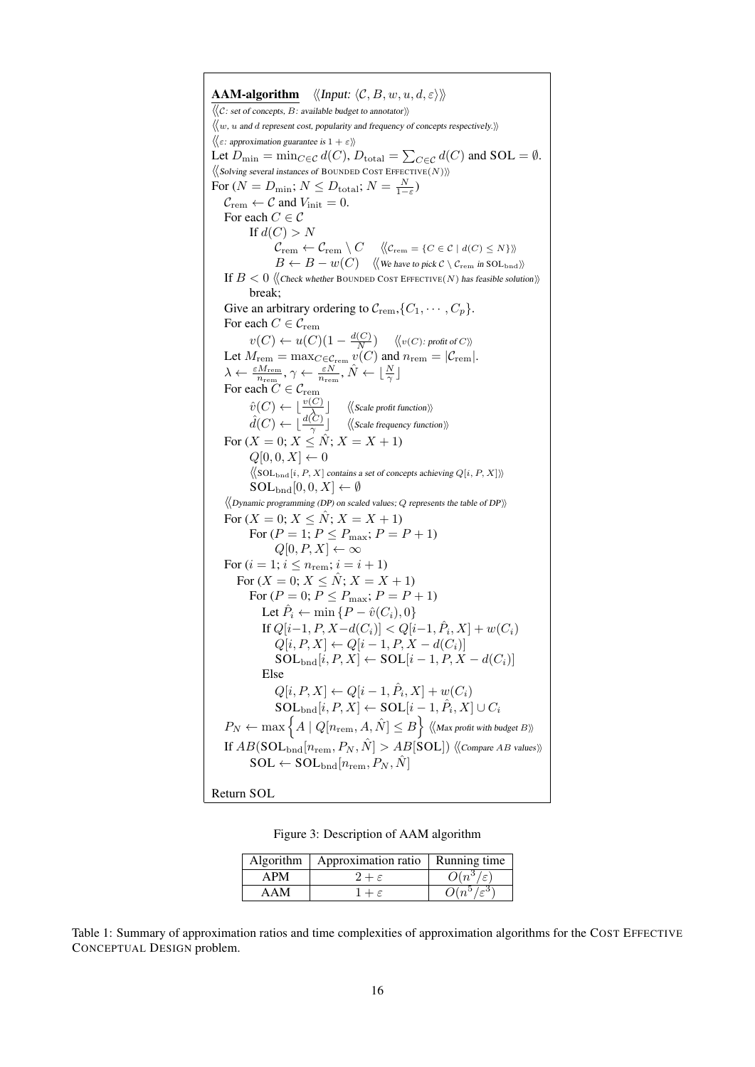```
AAM-algorithm   ⟨⟨Input: ⟨C, B, w, u, d, ε⟩⟩⟩
⟨⟨C: set of concepts, B: available budget to annotator⟩⟩
⟨⟨w, u and d represent cost, popularity and frequency of concepts respectively.⟩⟩
⟨⟨ε: approximation guarantee is 1 + ε⟩⟩
Let D_min = min_{C∈C} d(C), D_total = Σ_{C∈C} d(C) and SOL = ∅.
⟨⟨Solving several instances of BOUNDED COST EFFECTIVE(N)⟩⟩
For (N = D_min; N ≤ D_total; N = N/(1−ε))
  C_rem ← C and V_init = 0.
  For each C ∈ C
       If d(C) > N
            C_rem ← C_rem \ C    ⟨⟨C_rem = {C ∈ C | d(C) ≤ N}⟩⟩
            B ← B − w(C)    ⟨⟨We have to pick C \ C_rem in SOL_bnd⟩⟩
  If B < 0 ⟨⟨Check whether BOUNDED COST EFFECTIVE(N) has feasible solution⟩⟩
       break;
  Give an arbitrary ordering to C_rem, {C_1, ···, C_p}.
  For each C ∈ C_rem
       v(C) ← u(C)(1 − d(C)/N)    ⟨⟨v(C): profit of C⟩⟩
  Let M_rem = max_{C∈C_rem} v(C) and n_rem = |C_rem|.
  λ ← εM_rem/n_rem, γ ← εN/n_rem, N̂ ← ⌊N/γ⌋
  For each C ∈ C_rem
       v̂(C) ← ⌊v(C)/λ⌋    ⟨⟨Scale profit function⟩⟩
       d̂(C) ← ⌊d(C)/γ⌋    ⟨⟨Scale frequency function⟩⟩
  For (X = 0; X ≤ N̂; X = X + 1)
       Q[0, 0, X] ← 0
       ⟨⟨SOL_bnd[i, P, X] contains a set of concepts achieving Q[i, P, X]⟩⟩
       SOL_bnd[0, 0, X] ← ∅
  ⟨⟨Dynamic programming (DP) on scaled values; Q represents the table of DP⟩⟩
  For (X = 0; X ≤ N̂; X = X + 1)
       For (P = 1; P ≤ P_max; P = P + 1)
            Q[0, P, X] ← ∞
  For (i = 1; i ≤ n_rem; i = i + 1)
     For (X = 0; X ≤ N̂; X = X + 1)
       For (P = 0; P ≤ P_max; P = P + 1)
          Let P̂_i ← min{P − v̂(C_i), 0}
          If Q[i−1, P, X−d(C_i)] < Q[i−1, P̂_i, X] + w(C_i)
             Q[i, P, X] ← Q[i − 1, P, X − d(C_i)]
             SOL_bnd[i, P, X] ← SOL[i − 1, P, X − d(C_i)]
          Else
             Q[i, P, X] ← Q[i − 1, P̂_i, X] + w(C_i)
             SOL_bnd[i, P, X] ← SOL[i − 1, P̂_i, X] ∪ C_i
  P_N ← max{ A | Q[n_rem, A, N̂] ≤ B } ⟨⟨Max profit with budget B⟩⟩
  If AB(SOL_bnd[n_rem, P_N, N̂] > AB[SOL]) ⟨⟨Compare AB values⟩⟩
       SOL ← SOL_bnd[n_rem, P_N, N̂]

Return SOL
```

Figure 3: Description of AAM algorithm

| Algorithm | Approximation ratio | Running time |
|---|---|---|
| APM | $2+\varepsilon$ | $O(n^3/\varepsilon)$ |
| AAM | $1+\varepsilon$ | $O(n^5/\varepsilon^3)$ |

Table 1: Summary of approximation ratios and time complexities of approximation algorithms for the COST EFFECTIVE CONCEPTUAL DESIGN problem.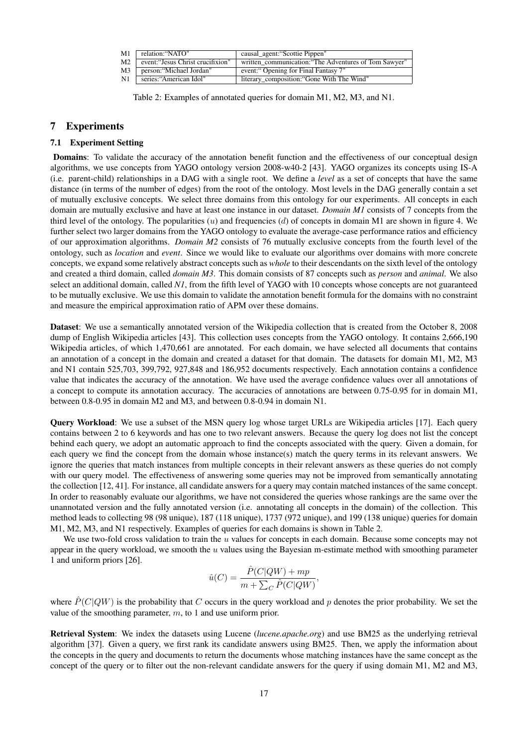| | | |
|---|---|---|
| M1 | relation:"NATO" | causal_agent:"Scottie Pippen" |
| M2 | event:"Jesus Christ crucifixion" | written_communication:"The Adventures of Tom Sawyer" |
| M3 | person:"Michael Jordan" | event:" Opening for Final Fantasy 7" |
| N1 | series:"American Idol" | literary_composition:"Gone With The Wind" |

Table 2: Examples of annotated queries for domain M1, M2, M3, and N1.

## 7 Experiments

### 7.1 Experiment Setting

**Domains**: To validate the accuracy of the annotation benefit function and the effectiveness of our conceptual design algorithms, we use concepts from YAGO ontology version 2008-w40-2 [43]. YAGO organizes its concepts using IS-A (i.e. parent-child) relationships in a DAG with a single root. We define a *level* as a set of concepts that have the same distance (in terms of the number of edges) from the root of the ontology. Most levels in the DAG generally contain a set of mutually exclusive concepts. We select three domains from this ontology for our experiments. All concepts in each domain are mutually exclusive and have at least one instance in our dataset. *Domain M1* consists of 7 concepts from the third level of the ontology. The popularities ($u$) and frequencies ($d$) of concepts in domain M1 are shown in figure 4. We further select two larger domains from the YAGO ontology to evaluate the average-case performance ratios and efficiency of our approximation algorithms. *Domain M2* consists of 76 mutually exclusive concepts from the fourth level of the ontology, such as *location* and *event*. Since we would like to evaluate our algorithms over domains with more concrete concepts, we expand some relatively abstract concepts such as *whole* to their descendants on the sixth level of the ontology and created a third domain, called *domain M3*. This domain consists of 87 concepts such as *person* and *animal*. We also select an additional domain, called *N1*, from the fifth level of YAGO with 10 concepts whose concepts are not guaranteed to be mutually exclusive. We use this domain to validate the annotation benefit formula for the domains with no constraint and measure the empirical approximation ratio of APM over these domains.

**Dataset**: We use a semantically annotated version of the Wikipedia collection that is created from the October 8, 2008 dump of English Wikipedia articles [43]. This collection uses concepts from the YAGO ontology. It contains 2,666,190 Wikipedia articles, of which 1,470,661 are annotated. For each domain, we have selected all documents that contains an annotation of a concept in the domain and created a dataset for that domain. The datasets for domain M1, M2, M3 and N1 contain 525,703, 399,792, 927,848 and 186,952 documents respectively. Each annotation contains a confidence value that indicates the accuracy of the annotation. We have used the average confidence values over all annotations of a concept to compute its annotation accuracy. The accuracies of annotations are between 0.75-0.95 for in domain M1, between 0.8-0.95 in domain M2 and M3, and between 0.8-0.94 in domain N1.

**Query Workload**: We use a subset of the MSN query log whose target URLs are Wikipedia articles [17]. Each query contains between 2 to 6 keywords and has one to two relevant answers. Because the query log does not list the concept behind each query, we adopt an automatic approach to find the concepts associated with the query. Given a domain, for each query we find the concept from the domain whose instance(s) match the query terms in its relevant answers. We ignore the queries that match instances from multiple concepts in their relevant answers as these queries do not comply with our query model. The effectiveness of answering some queries may not be improved from semantically annotating the collection [12, 41]. For instance, all candidate answers for a query may contain matched instances of the same concept. In order to reasonably evaluate our algorithms, we have not considered the queries whose rankings are the same over the unannotated version and the fully annotated version (i.e. annotating all concepts in the domain) of the collection. This method leads to collecting 98 (98 unique), 187 (118 unique), 1737 (972 unique), and 199 (138 unique) queries for domain M1, M2, M3, and N1 respectively. Examples of queries for each domains is shown in Table 2.

We use two-fold cross validation to train the $u$ values for concepts in each domain. Because some concepts may not appear in the query workload, we smooth the $u$ values using the Bayesian m-estimate method with smoothing parameter 1 and uniform priors [26].

$$\hat{u}(C) = \frac{\hat{P}(C|QW) + mp}{m + \sum_C \hat{P}(C|QW)},$$

where $\hat{P}(C|QW)$ is the probability that $C$ occurs in the query workload and $p$ denotes the prior probability. We set the value of the smoothing parameter, $m$, to 1 and use uniform prior.

**Retrieval System**: We index the datasets using Lucene (*lucene.apache.org*) and use BM25 as the underlying retrieval algorithm [37]. Given a query, we first rank its candidate answers using BM25. Then, we apply the information about the concepts in the query and documents to return the documents whose matching instances have the same concept as the concept of the query or to filter out the non-relevant candidate answers for the query if using domain M1, M2 and M3,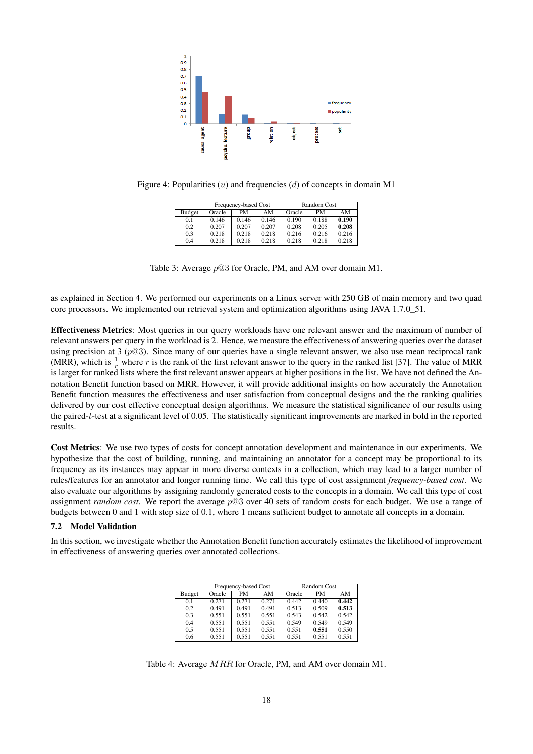Figure 4: Popularities ($u$) and frequencies ($d$) of concepts in domain M1

| | Frequency-based Cost | | | Random Cost | | |
|---|---|---|---|---|---|---|
| Budget | Oracle | PM | AM | Oracle | PM | AM |
| 0.1 | 0.146 | 0.146 | 0.146 | 0.190 | 0.188 | **0.190** |
| 0.2 | 0.207 | 0.207 | 0.207 | 0.208 | 0.205 | **0.208** |
| 0.3 | 0.218 | 0.218 | 0.218 | 0.216 | 0.216 | 0.216 |
| 0.4 | 0.218 | 0.218 | 0.218 | 0.218 | 0.218 | 0.218 |

Table 3: Average $p$@3 for Oracle, PM, and AM over domain M1.

as explained in Section 4. We performed our experiments on a Linux server with 250 GB of main memory and two quad core processors. We implemented our retrieval system and optimization algorithms using JAVA 1.7.0_51.

**Effectiveness Metrics**: Most queries in our query workloads have one relevant answer and the maximum of number of relevant answers per query in the workload is 2. Hence, we measure the effectiveness of answering queries over the dataset using precision at 3 ($p$@3). Since many of our queries have a single relevant answer, we also use mean reciprocal rank (MRR), which is $\frac{1}{r}$ where $r$ is the rank of the first relevant answer to the query in the ranked list [37]. The value of MRR is larger for ranked lists where the first relevant answer appears at higher positions in the list. We have not defined the Annotation Benefit function based on MRR. However, it will provide additional insights on how accurately the Annotation Benefit function measures the effectiveness and user satisfaction from conceptual designs and the the ranking qualities delivered by our cost effective conceptual design algorithms. We measure the statistical significance of our results using the paired-$t$-test at a significant level of 0.05. The statistically significant improvements are marked in bold in the reported results.

**Cost Metrics**: We use two types of costs for concept annotation development and maintenance in our experiments. We hypothesize that the cost of building, running, and maintaining an annotator for a concept may be proportional to its frequency as its instances may appear in more diverse contexts in a collection, which may lead to a larger number of rules/features for an annotator and longer running time. We call this type of cost assignment *frequency-based cost*. We also evaluate our algorithms by assigning randomly generated costs to the concepts in a domain. We call this type of cost assignment *random cost*. We report the average $p$@3 over 40 sets of random costs for each budget. We use a range of budgets between 0 and 1 with step size of 0.1, where 1 means sufficient budget to annotate all concepts in a domain.

### 7.2 Model Validation

In this section, we investigate whether the Annotation Benefit function accurately estimates the likelihood of improvement in effectiveness of answering queries over annotated collections.

| | Frequency-based Cost | | | Random Cost | | |
|---|---|---|---|---|---|---|
| Budget | Oracle | PM | AM | Oracle | PM | AM |
| 0.1 | 0.271 | 0.271 | 0.271 | 0.442 | 0.440 | **0.442** |
| 0.2 | 0.491 | 0.491 | 0.491 | 0.513 | 0.509 | **0.513** |
| 0.3 | 0.551 | 0.551 | 0.551 | 0.543 | 0.542 | 0.542 |
| 0.4 | 0.551 | 0.551 | 0.551 | 0.549 | 0.549 | 0.549 |
| 0.5 | 0.551 | 0.551 | 0.551 | 0.551 | **0.551** | 0.550 |
| 0.6 | 0.551 | 0.551 | 0.551 | 0.551 | 0.551 | 0.551 |

Table 4: Average $MRR$ for Oracle, PM, and AM over domain M1.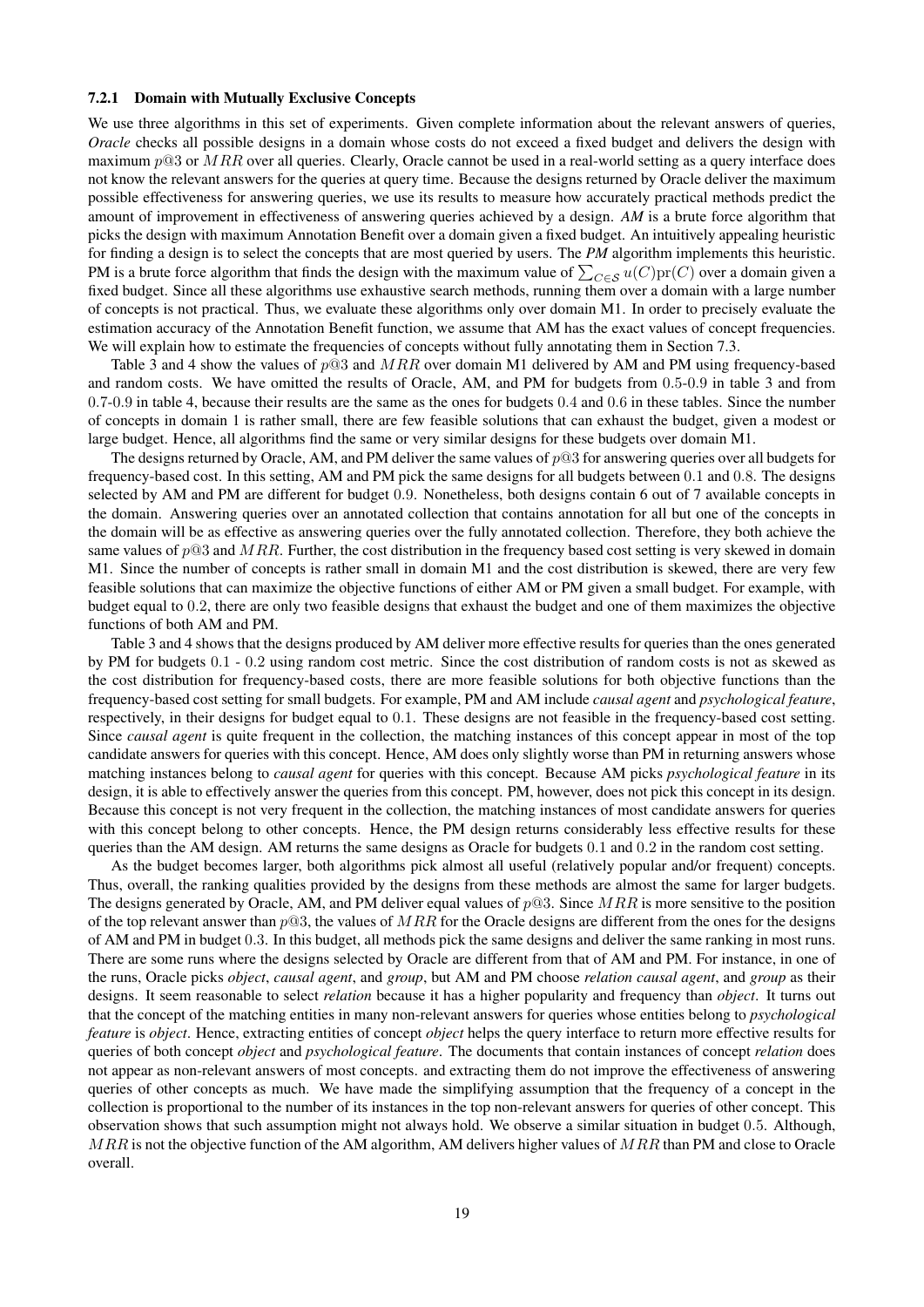#### 7.2.1 Domain with Mutually Exclusive Concepts

We use three algorithms in this set of experiments. Given complete information about the relevant answers of queries, *Oracle* checks all possible designs in a domain whose costs do not exceed a fixed budget and delivers the design with maximum $p@3$ or $MRR$ over all queries. Clearly, Oracle cannot be used in a real-world setting as a query interface does not know the relevant answers for the queries at query time. Because the designs returned by Oracle deliver the maximum possible effectiveness for answering queries, we use its results to measure how accurately practical methods predict the amount of improvement in effectiveness of answering queries achieved by a design. ***AM*** is a brute force algorithm that picks the design with maximum Annotation Benefit over a domain given a fixed budget. An intuitively appealing heuristic for finding a design is to select the concepts that are most queried by users. The ***PM*** algorithm implements this heuristic. PM is a brute force algorithm that finds the design with the maximum value of $\sum_{C \in \mathcal{S}} u(C)\text{pr}(C)$ over a domain given a fixed budget. Since all these algorithms use exhaustive search methods, running them over a domain with a large number of concepts is not practical. Thus, we evaluate these algorithms only over domain M1. In order to precisely evaluate the estimation accuracy of the Annotation Benefit function, we assume that AM has the exact values of concept frequencies. We will explain how to estimate the frequencies of concepts without fully annotating them in Section 7.3.

Table 3 and 4 show the values of $p@3$ and $MRR$ over domain M1 delivered by AM and PM using frequency-based and random costs. We have omitted the results of Oracle, AM, and PM for budgets from $0.5$-$0.9$ in table 3 and from $0.7$-$0.9$ in table 4, because their results are the same as the ones for budgets $0.4$ and $0.6$ in these tables. Since the number of concepts in domain 1 is rather small, there are few feasible solutions that can exhaust the budget, given a modest or large budget. Hence, all algorithms find the same or very similar designs for these budgets over domain M1.

The designs returned by Oracle, AM, and PM deliver the same values of $p@3$ for answering queries over all budgets for frequency-based cost. In this setting, AM and PM pick the same designs for all budgets between $0.1$ and $0.8$. The designs selected by AM and PM are different for budget $0.9$. Nonetheless, both designs contain 6 out of 7 available concepts in the domain. Answering queries over an annotated collection that contains annotation for all but one of the concepts in the domain will be as effective as answering queries over the fully annotated collection. Therefore, they both achieve the same values of $p@3$ and $MRR$. Further, the cost distribution in the frequency based cost setting is very skewed in domain M1. Since the number of concepts is rather small in domain M1 and the cost distribution is skewed, there are very few feasible solutions that can maximize the objective functions of either AM or PM given a small budget. For example, with budget equal to $0.2$, there are only two feasible designs that exhaust the budget and one of them maximizes the objective functions of both AM and PM.

Table 3 and 4 shows that the designs produced by AM deliver more effective results for queries than the ones generated by PM for budgets $0.1$ - $0.2$ using random cost metric. Since the cost distribution of random costs is not as skewed as the cost distribution for frequency-based costs, there are more feasible solutions for both objective functions than the frequency-based cost setting for small budgets. For example, PM and AM include *causal agent* and *psychological feature*, respectively, in their designs for budget equal to $0.1$. These designs are not feasible in the frequency-based cost setting. Since *causal agent* is quite frequent in the collection, the matching instances of this concept appear in most of the top candidate answers for queries with this concept. Hence, AM does only slightly worse than PM in returning answers whose matching instances belong to *causal agent* for queries with this concept. Because AM picks *psychological feature* in its design, it is able to effectively answer the queries from this concept. PM, however, does not pick this concept in its design. Because this concept is not very frequent in the collection, the matching instances of most candidate answers for queries with this concept belong to other concepts. Hence, the PM design returns considerably less effective results for these queries than the AM design. AM returns the same designs as Oracle for budgets $0.1$ and $0.2$ in the random cost setting.

As the budget becomes larger, both algorithms pick almost all useful (relatively popular and/or frequent) concepts. Thus, overall, the ranking qualities provided by the designs from these methods are almost the same for larger budgets. The designs generated by Oracle, AM, and PM deliver equal values of $p@3$. Since $MRR$ is more sensitive to the position of the top relevant answer than $p@3$, the values of $MRR$ for the Oracle designs are different from the ones for the designs of AM and PM in budget $0.3$. In this budget, all methods pick the same designs and deliver the same ranking in most runs. There are some runs where the designs selected by Oracle are different from that of AM and PM. For instance, in one of the runs, Oracle picks *object*, *causal agent*, and *group*, but AM and PM choose *relation causal agent*, and *group* as their designs. It seem reasonable to select *relation* because it has a higher popularity and frequency than *object*. It turns out that the concept of the matching entities in many non-relevant answers for queries whose entities belong to *psychological feature* is *object*. Hence, extracting entities of concept *object* helps the query interface to return more effective results for queries of both concept *object* and *psychological feature*. The documents that contain instances of concept *relation* does not appear as non-relevant answers of most concepts. and extracting them do not improve the effectiveness of answering queries of other concepts as much. We have made the simplifying assumption that the frequency of a concept in the collection is proportional to the number of its instances in the top non-relevant answers for queries of other concept. This observation shows that such assumption might not always hold. We observe a similar situation in budget $0.5$. Although, $MRR$ is not the objective function of the AM algorithm, AM delivers higher values of $MRR$ than PM and close to Oracle overall.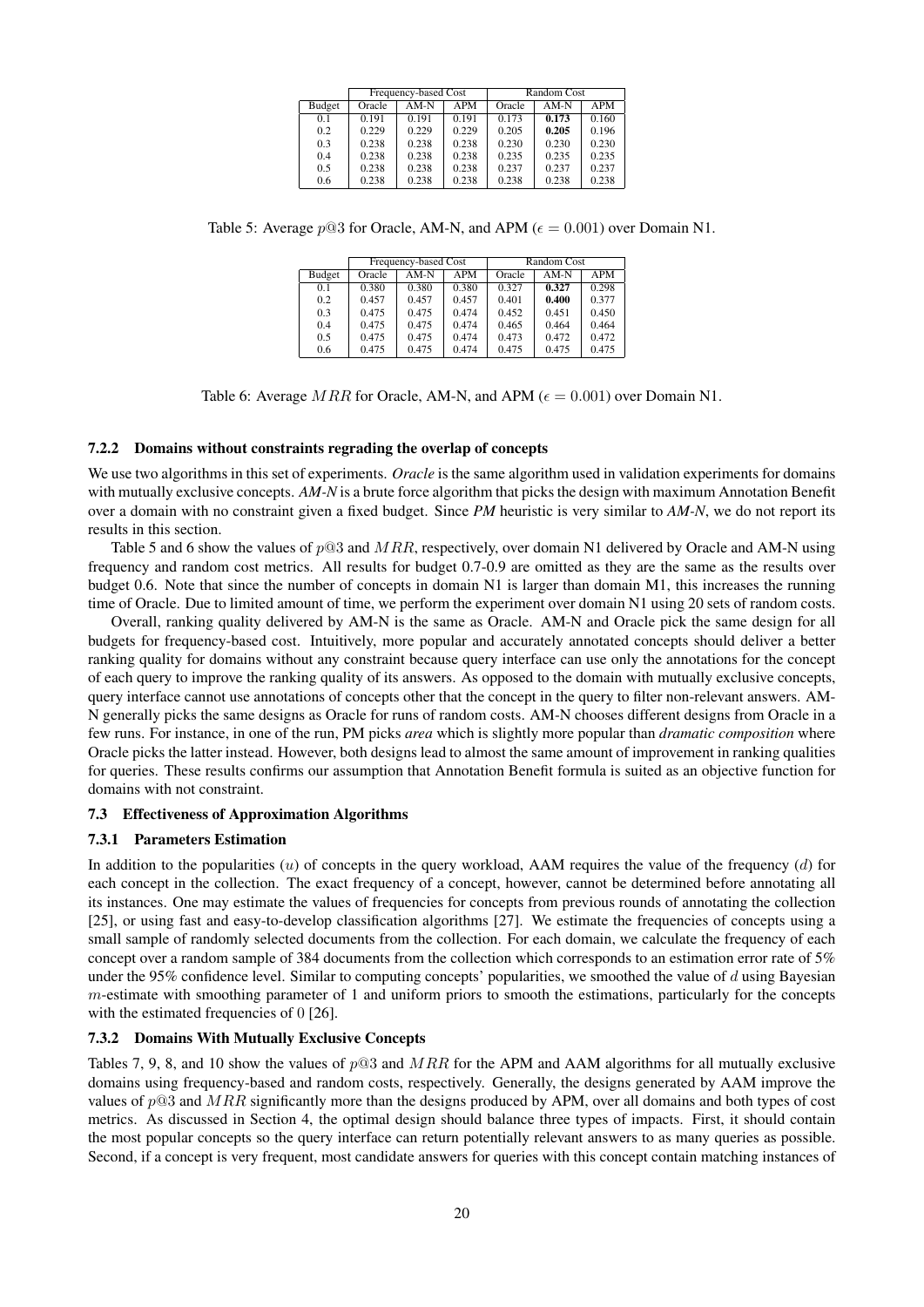| Budget | Frequency-based Cost | | | Random Cost | | |
|---|---|---|---|---|---|---|
| | Oracle | AM-N | APM | Oracle | AM-N | APM |
| 0.1 | 0.191 | 0.191 | 0.191 | 0.173 | **0.173** | 0.160 |
| 0.2 | 0.229 | 0.229 | 0.229 | 0.205 | **0.205** | 0.196 |
| 0.3 | 0.238 | 0.238 | 0.238 | 0.230 | 0.230 | 0.230 |
| 0.4 | 0.238 | 0.238 | 0.238 | 0.235 | 0.235 | 0.235 |
| 0.5 | 0.238 | 0.238 | 0.238 | 0.237 | 0.237 | 0.237 |
| 0.6 | 0.238 | 0.238 | 0.238 | 0.238 | 0.238 | 0.238 |

Table 5: Average $p@3$ for Oracle, AM-N, and APM ($\epsilon = 0.001$) over Domain N1.

| Budget | Frequency-based Cost | | | Random Cost | | |
|---|---|---|---|---|---|---|
| | Oracle | AM-N | APM | Oracle | AM-N | APM |
| 0.1 | 0.380 | 0.380 | 0.380 | 0.327 | **0.327** | 0.298 |
| 0.2 | 0.457 | 0.457 | 0.457 | 0.401 | **0.400** | 0.377 |
| 0.3 | 0.475 | 0.475 | 0.474 | 0.452 | 0.451 | 0.450 |
| 0.4 | 0.475 | 0.475 | 0.474 | 0.465 | 0.464 | 0.464 |
| 0.5 | 0.475 | 0.475 | 0.474 | 0.473 | 0.472 | 0.472 |
| 0.6 | 0.475 | 0.475 | 0.474 | 0.475 | 0.475 | 0.475 |

Table 6: Average $MRR$ for Oracle, AM-N, and APM ($\epsilon = 0.001$) over Domain N1.

#### 7.2.2 Domains without constraints regrading the overlap of concepts

We use two algorithms in this set of experiments. *Oracle* is the same algorithm used in validation experiments for domains with mutually exclusive concepts. *AM-N* is a brute force algorithm that picks the design with maximum Annotation Benefit over a domain with no constraint given a fixed budget. Since *PM* heuristic is very similar to *AM-N*, we do not report its results in this section.

Table 5 and 6 show the values of $p@3$ and $MRR$, respectively, over domain N1 delivered by Oracle and AM-N using frequency and random cost metrics. All results for budget 0.7-0.9 are omitted as they are the same as the results over budget 0.6. Note that since the number of concepts in domain N1 is larger than domain M1, this increases the running time of Oracle. Due to limited amount of time, we perform the experiment over domain N1 using 20 sets of random costs.

Overall, ranking quality delivered by AM-N is the same as Oracle. AM-N and Oracle pick the same design for all budgets for frequency-based cost. Intuitively, more popular and accurately annotated concepts should deliver a better ranking quality for domains without any constraint because query interface can use only the annotations for the concept of each query to improve the ranking quality of its answers. As opposed to the domain with mutually exclusive concepts, query interface cannot use annotations of concepts other that the concept in the query to filter non-relevant answers. AM-N generally picks the same designs as Oracle for runs of random costs. AM-N chooses different designs from Oracle in a few runs. For instance, in one of the run, PM picks *area* which is slightly more popular than *dramatic composition* where Oracle picks the latter instead. However, both designs lead to almost the same amount of improvement in ranking qualities for queries. These results confirms our assumption that Annotation Benefit formula is suited as an objective function for domains with not constraint.

### 7.3 Effectiveness of Approximation Algorithms

#### 7.3.1 Parameters Estimation

In addition to the popularities ($u$) of concepts in the query workload, AAM requires the value of the frequency ($d$) for each concept in the collection. The exact frequency of a concept, however, cannot be determined before annotating all its instances. One may estimate the values of frequencies for concepts from previous rounds of annotating the collection [25], or using fast and easy-to-develop classification algorithms [27]. We estimate the frequencies of concepts using a small sample of randomly selected documents from the collection. For each domain, we calculate the frequency of each concept over a random sample of 384 documents from the collection which corresponds to an estimation error rate of 5% under the 95% confidence level. Similar to computing concepts' popularities, we smoothed the value of $d$ using Bayesian $m$-estimate with smoothing parameter of 1 and uniform priors to smooth the estimations, particularly for the concepts with the estimated frequencies of 0 [26].

#### 7.3.2 Domains With Mutually Exclusive Concepts

Tables 7, 9, 8, and 10 show the values of $p@3$ and $MRR$ for the APM and AAM algorithms for all mutually exclusive domains using frequency-based and random costs, respectively. Generally, the designs generated by AAM improve the values of $p@3$ and $MRR$ significantly more than the designs produced by APM, over all domains and both types of cost metrics. As discussed in Section 4, the optimal design should balance three types of impacts. First, it should contain the most popular concepts so the query interface can return potentially relevant answers to as many queries as possible. Second, if a concept is very frequent, most candidate answers for queries with this concept contain matching instances of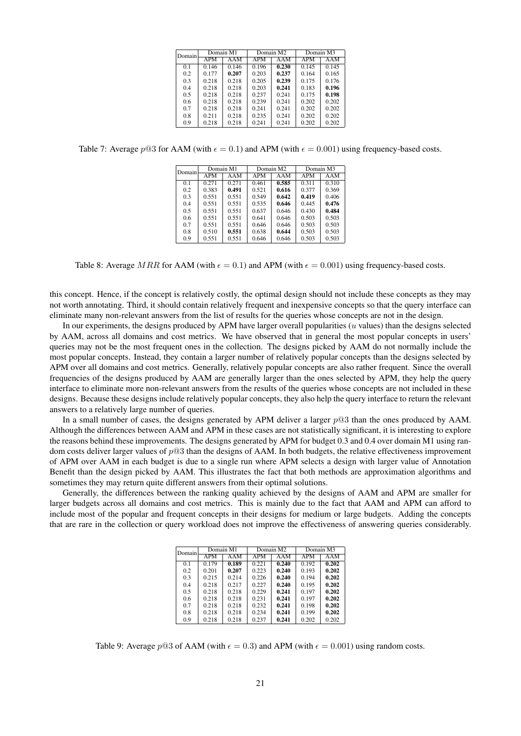| Domain | Domain M1 | | Domain M2 | | Domain M3 | |
|---|---|---|---|---|---|---|
| | APM | AAM | APM | AAM | APM | AAM |
| 0.1 | 0.146 | 0.146 | 0.196 | **0.230** | 0.145 | 0.145 |
| 0.2 | 0.177 | **0.207** | 0.203 | **0.237** | 0.164 | 0.165 |
| 0.3 | 0.218 | 0.218 | 0.205 | **0.239** | 0.175 | 0.176 |
| 0.4 | 0.218 | 0.218 | 0.203 | **0.241** | 0.183 | **0.196** |
| 0.5 | 0.218 | 0.218 | 0.237 | 0.241 | 0.175 | **0.198** |
| 0.6 | 0.218 | 0.218 | 0.239 | 0.241 | 0.202 | 0.202 |
| 0.7 | 0.218 | 0.218 | 0.241 | 0.241 | 0.202 | 0.202 |
| 0.8 | 0.211 | 0.218 | 0.235 | 0.241 | 0.202 | 0.202 |
| 0.9 | 0.218 | 0.218 | 0.241 | 0.241 | 0.202 | 0.202 |

Table 7: Average $p@3$ for AAM (with $\epsilon = 0.1$) and APM (with $\epsilon = 0.001$) using frequency-based costs.

| Domain | Domain M1 | | Domain M2 | | Domain M3 | |
|---|---|---|---|---|---|---|
| | APM | AAM | APM | AAM | APM | AAM |
| 0.1 | 0.271 | 0.271 | 0.461 | **0.585** | 0.311 | 0.310 |
| 0.2 | 0.383 | **0.491** | 0.521 | **0.616** | 0.377 | 0.369 |
| 0.3 | 0.551 | 0.551 | 0.549 | **0.642** | **0.419** | 0.406 |
| 0.4 | 0.551 | 0.551 | 0.535 | **0.646** | 0.445 | **0.476** |
| 0.5 | 0.551 | 0.551 | 0.637 | 0.646 | 0.430 | **0.484** |
| 0.6 | 0.551 | 0.551 | 0.641 | 0.646 | 0.503 | 0.503 |
| 0.7 | 0.551 | 0.551 | 0.646 | 0.646 | 0.503 | 0.503 |
| 0.8 | 0.510 | **0.551** | 0.638 | **0.644** | 0.503 | 0.503 |
| 0.9 | 0.551 | 0.551 | 0.646 | 0.646 | 0.503 | 0.503 |

Table 8: Average $MRR$ for AAM (with $\epsilon = 0.1$) and APM (with $\epsilon = 0.001$) using frequency-based costs.

this concept. Hence, if the concept is relatively costly, the optimal design should not include these concepts as they may not worth annotating. Third, it should contain relatively frequent and inexpensive concepts so that the query interface can eliminate many non-relevant answers from the list of results for the queries whose concepts are not in the design.

In our experiments, the designs produced by APM have larger overall popularities ($u$ values) than the designs selected by AAM, across all domains and cost metrics. We have observed that in general the most popular concepts in users' queries may not be the most frequent ones in the collection. The designs picked by AAM do not normally include the most popular concepts. Instead, they contain a larger number of relatively popular concepts than the designs selected by APM over all domains and cost metrics. Generally, relatively popular concepts are also rather frequent. Since the overall frequencies of the designs produced by AAM are generally larger than the ones selected by APM, they help the query interface to eliminate more non-relevant answers from the results of the queries whose concepts are not included in these designs. Because these designs include relatively popular concepts, they also help the query interface to return the relevant answers to a relatively large number of queries.

In a small number of cases, the designs generated by APM deliver a larger $p@3$ than the ones produced by AAM. Although the differences between AAM and APM in these cases are not statistically significant, it is interesting to explore the reasons behind these improvements. The designs generated by APM for budget 0.3 and 0.4 over domain M1 using random costs deliver larger values of $p@3$ than the designs of AAM. In both budgets, the relative effectiveness improvement of APM over AAM in each budget is due to a single run where APM selects a design with larger value of Annotation Benefit than the design picked by AAM. This illustrates the fact that both methods are approximation algorithms and sometimes they may return quite different answers from their optimal solutions.

Generally, the differences between the ranking quality achieved by the designs of AAM and APM are smaller for larger budgets across all domains and cost metrics. This is mainly due to the fact that AAM and APM can afford to include most of the popular and frequent concepts in their designs for medium or large budgets. Adding the concepts that are rare in the collection or query workload does not improve the effectiveness of answering queries considerably.

| Domain | Domain M1 | | Domain M2 | | Domain M3 | |
|---|---|---|---|---|---|---|
| | APM | AAM | APM | AAM | APM | AAM |
| 0.1 | 0.179 | **0.189** | 0.221 | **0.240** | 0.192 | **0.202** |
| 0.2 | 0.201 | **0.207** | 0.223 | **0.240** | 0.193 | **0.202** |
| 0.3 | 0.215 | 0.214 | 0.226 | **0.240** | 0.194 | **0.202** |
| 0.4 | 0.218 | 0.217 | 0.227 | **0.240** | 0.195 | **0.202** |
| 0.5 | 0.218 | 0.218 | 0.229 | **0.241** | 0.197 | **0.202** |
| 0.6 | 0.218 | 0.218 | 0.231 | **0.241** | 0.197 | **0.202** |
| 0.7 | 0.218 | 0.218 | 0.232 | **0.241** | 0.198 | **0.202** |
| 0.8 | 0.218 | 0.218 | 0.234 | **0.241** | 0.199 | **0.202** |
| 0.9 | 0.218 | 0.218 | 0.237 | **0.241** | 0.202 | 0.202 |

Table 9: Average $p@3$ of AAM (with $\epsilon = 0.3$) and APM (with $\epsilon = 0.001$) using random costs.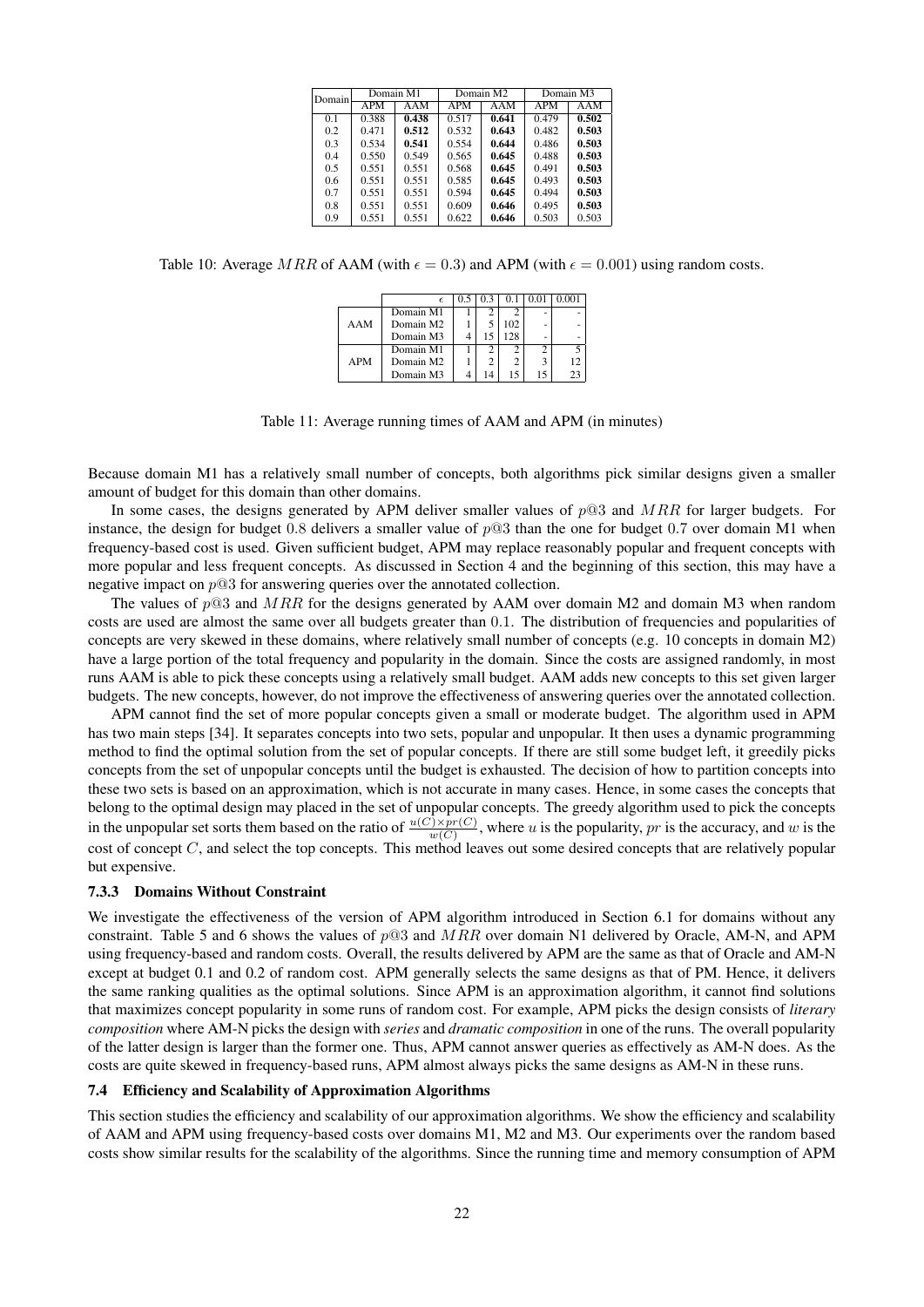| Domain | Domain M1 | | Domain M2 | | Domain M3 | |
|---|---|---|---|---|---|---|
| | APM | AAM | APM | AAM | APM | AAM |
| 0.1 | 0.388 | **0.438** | 0.517 | **0.641** | 0.479 | **0.502** |
| 0.2 | 0.471 | **0.512** | 0.532 | **0.643** | 0.482 | **0.503** |
| 0.3 | 0.534 | **0.541** | 0.554 | **0.644** | 0.486 | **0.503** |
| 0.4 | 0.550 | 0.549 | 0.565 | **0.645** | 0.488 | **0.503** |
| 0.5 | 0.551 | 0.551 | 0.568 | **0.645** | 0.491 | **0.503** |
| 0.6 | 0.551 | 0.551 | 0.585 | **0.645** | 0.493 | **0.503** |
| 0.7 | 0.551 | 0.551 | 0.594 | **0.645** | 0.494 | **0.503** |
| 0.8 | 0.551 | 0.551 | 0.609 | **0.646** | 0.495 | **0.503** |
| 0.9 | 0.551 | 0.551 | 0.622 | **0.646** | 0.503 | 0.503 |

Table 10: Average $MRR$ of AAM (with $\epsilon = 0.3$) and APM (with $\epsilon = 0.001$) using random costs.

| | $\epsilon$ | 0.5 | 0.3 | 0.1 | 0.01 | 0.001 |
|---|---|---|---|---|---|---|
| AAM | Domain M1 | 1 | 2 | 2 | - | - |
| | Domain M2 | 1 | 5 | 102 | - | - |
| | Domain M3 | 4 | 15 | 128 | - | - |
| APM | Domain M1 | 1 | 2 | 2 | 2 | 5 |
| | Domain M2 | 1 | 2 | 2 | 3 | 12 |
| | Domain M3 | 4 | 14 | 15 | 15 | 23 |

Table 11: Average running times of AAM and APM (in minutes)

Because domain M1 has a relatively small number of concepts, both algorithms pick similar designs given a smaller amount of budget for this domain than other domains.

In some cases, the designs generated by APM deliver smaller values of $p@3$ and $MRR$ for larger budgets. For instance, the design for budget 0.8 delivers a smaller value of $p@3$ than the one for budget 0.7 over domain M1 when frequency-based cost is used. Given sufficient budget, APM may replace reasonably popular and frequent concepts with more popular and less frequent concepts. As discussed in Section 4 and the beginning of this section, this may have a negative impact on $p@3$ for answering queries over the annotated collection.

The values of $p@3$ and $MRR$ for the designs generated by AAM over domain M2 and domain M3 when random costs are used are almost the same over all budgets greater than 0.1. The distribution of frequencies and popularities of concepts are very skewed in these domains, where relatively small number of concepts (e.g. 10 concepts in domain M2) have a large portion of the total frequency and popularity in the domain. Since the costs are assigned randomly, in most runs AAM is able to pick these concepts using a relatively small budget. AAM adds new concepts to this set given larger budgets. The new concepts, however, do not improve the effectiveness of answering queries over the annotated collection.

APM cannot find the set of more popular concepts given a small or moderate budget. The algorithm used in APM has two main steps [34]. It separates concepts into two sets, popular and unpopular. It then uses a dynamic programming method to find the optimal solution from the set of popular concepts. If there are still some budget left, it greedily picks concepts from the set of unpopular concepts until the budget is exhausted. The decision of how to partition concepts into these two sets is based on an approximation, which is not accurate in many cases. Hence, in some cases the concepts that belong to the optimal design may placed in the set of unpopular concepts. The greedy algorithm used to pick the concepts in the unpopular set sorts them based on the ratio of $\frac{u(C) \times pr(C)}{w(C)}$, where $u$ is the popularity, $pr$ is the accuracy, and $w$ is the cost of concept $C$, and select the top concepts. This method leaves out some desired concepts that are relatively popular but expensive.

#### 7.3.3 Domains Without Constraint

We investigate the effectiveness of the version of APM algorithm introduced in Section 6.1 for domains without any constraint. Table 5 and 6 shows the values of $p@3$ and $MRR$ over domain N1 delivered by Oracle, AM-N, and APM using frequency-based and random costs. Overall, the results delivered by APM are the same as that of Oracle and AM-N except at budget 0.1 and 0.2 of random cost. APM generally selects the same designs as that of PM. Hence, it delivers the same ranking qualities as the optimal solutions. Since APM is an approximation algorithm, it cannot find solutions that maximizes concept popularity in some runs of random cost. For example, APM picks the design consists of *literary composition* where AM-N picks the design with *series* and *dramatic composition* in one of the runs. The overall popularity of the latter design is larger than the former one. Thus, APM cannot answer queries as effectively as AM-N does. As the costs are quite skewed in frequency-based runs, APM almost always picks the same designs as AM-N in these runs.

### 7.4 Efficiency and Scalability of Approximation Algorithms

This section studies the efficiency and scalability of our approximation algorithms. We show the efficiency and scalability of AAM and APM using frequency-based costs over domains M1, M2 and M3. Our experiments over the random based costs show similar results for the scalability of the algorithms. Since the running time and memory consumption of APM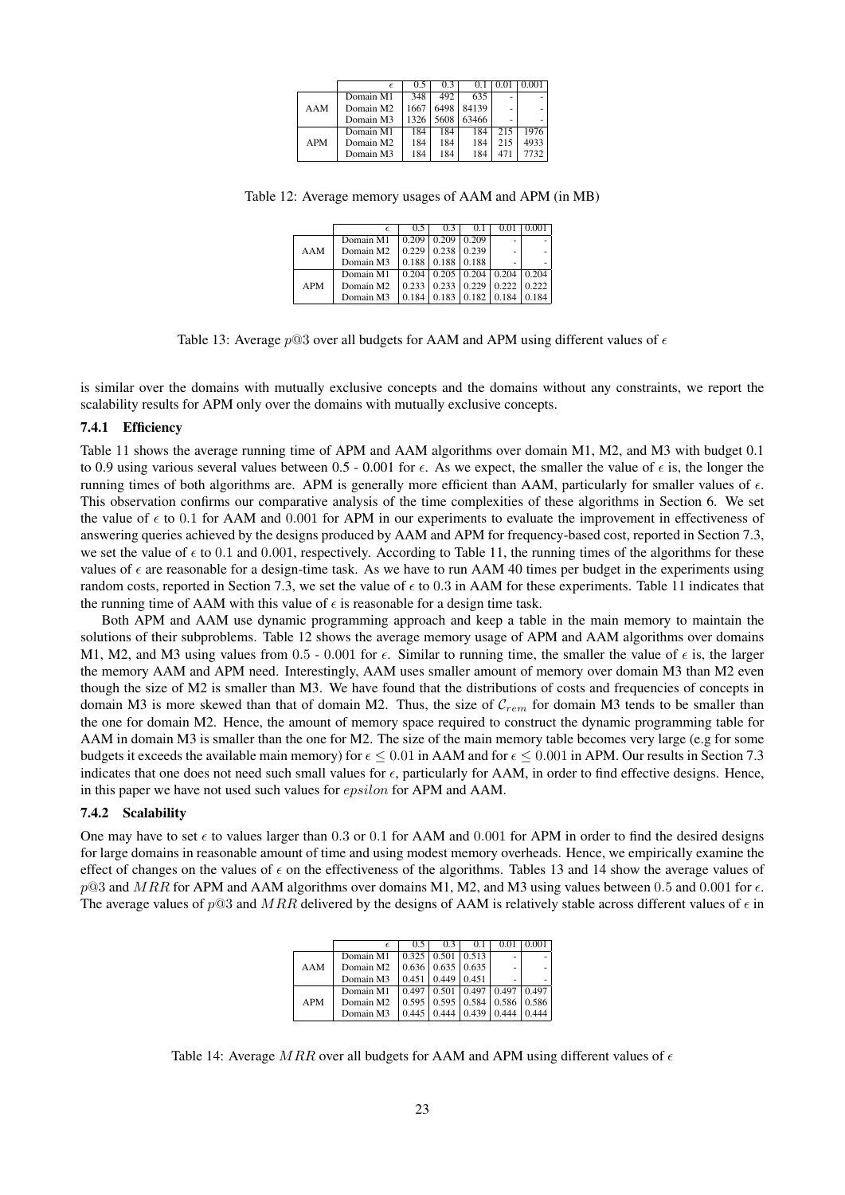|  | $\epsilon$ | 0.5 | 0.3 | 0.1 | 0.01 | 0.001 |
|---|---|---|---|---|---|---|
| AAM | Domain M1 | 348 | 492 | 635 | - | - |
|  | Domain M2 | 1667 | 6498 | 84139 | - | - |
|  | Domain M3 | 1326 | 5608 | 63466 | - | - |
| APM | Domain M1 | 184 | 184 | 184 | 215 | 1976 |
|  | Domain M2 | 184 | 184 | 184 | 215 | 4933 |
|  | Domain M3 | 184 | 184 | 184 | 471 | 7732 |

Table 12: Average memory usages of AAM and APM (in MB)

|  | $\epsilon$ | 0.5 | 0.3 | 0.1 | 0.01 | 0.001 |
|---|---|---|---|---|---|---|
| AAM | Domain M1 | 0.209 | 0.209 | 0.209 | - | - |
|  | Domain M2 | 0.229 | 0.238 | 0.239 | - | - |
|  | Domain M3 | 0.188 | 0.188 | 0.188 | - | - |
| APM | Domain M1 | 0.204 | 0.205 | 0.204 | 0.204 | 0.204 |
|  | Domain M2 | 0.233 | 0.233 | 0.229 | 0.222 | 0.222 |
|  | Domain M3 | 0.184 | 0.183 | 0.182 | 0.184 | 0.184 |

Table 13: Average $p@3$ over all budgets for AAM and APM using different values of $\epsilon$

is similar over the domains with mutually exclusive concepts and the domains without any constraints, we report the scalability results for APM only over the domains with mutually exclusive concepts.

#### 7.4.1 Efficiency

Table 11 shows the average running time of APM and AAM algorithms over domain M1, M2, and M3 with budget 0.1 to 0.9 using various several values between 0.5 - 0.001 for $\epsilon$. As we expect, the smaller the value of $\epsilon$ is, the longer the running times of both algorithms are. APM is generally more efficient than AAM, particularly for smaller values of $\epsilon$. This observation confirms our comparative analysis of the time complexities of these algorithms in Section 6. We set the value of $\epsilon$ to 0.1 for AAM and 0.001 for APM in our experiments to evaluate the improvement in effectiveness of answering queries achieved by the designs produced by AAM and APM for frequency-based cost, reported in Section 7.3, we set the value of $\epsilon$ to 0.1 and 0.001, respectively. According to Table 11, the running times of the algorithms for these values of $\epsilon$ are reasonable for a design-time task. As we have to run AAM 40 times per budget in the experiments using random costs, reported in Section 7.3, we set the value of $\epsilon$ to 0.3 in AAM for these experiments. Table 11 indicates that the running time of AAM with this value of $\epsilon$ is reasonable for a design time task.

Both APM and AAM use dynamic programming approach and keep a table in the main memory to maintain the solutions of their subproblems. Table 12 shows the average memory usage of APM and AAM algorithms over domains M1, M2, and M3 using values from 0.5 - 0.001 for $\epsilon$. Similar to running time, the smaller the value of $\epsilon$ is, the larger the memory AAM and APM need. Interestingly, AAM uses smaller amount of memory over domain M3 than M2 even though the size of M2 is smaller than M3. We have found that the distributions of costs and frequencies of concepts in domain M3 is more skewed than that of domain M2. Thus, the size of $\mathcal{C}_{rem}$ for domain M3 tends to be smaller than the one for domain M2. Hence, the amount of memory space required to construct the dynamic programming table for AAM in domain M3 is smaller than the one for M2. The size of the main memory table becomes very large (e.g for some budgets it exceeds the available main memory) for $\epsilon \leq 0.01$ in AAM and for $\epsilon \leq 0.001$ in APM. Our results in Section 7.3 indicates that one does not need such small values for $\epsilon$, particularly for AAM, in order to find effective designs. Hence, in this paper we have not used such values for $epsilon$ for APM and AAM.

#### 7.4.2 Scalability

One may have to set $\epsilon$ to values larger than 0.3 or 0.1 for AAM and 0.001 for APM in order to find the desired designs for large domains in reasonable amount of time and using modest memory overheads. Hence, we empirically examine the effect of changes on the values of $\epsilon$ on the effectiveness of the algorithms. Tables 13 and 14 show the average values of $p@3$ and $MRR$ for APM and AAM algorithms over domains M1, M2, and M3 using values between 0.5 and 0.001 for $\epsilon$. The average values of $p@3$ and $MRR$ delivered by the designs of AAM is relatively stable across different values of $\epsilon$ in

|  | $\epsilon$ | 0.5 | 0.3 | 0.1 | 0.01 | 0.001 |
|---|---|---|---|---|---|---|
| AAM | Domain M1 | 0.325 | 0.501 | 0.513 | - | - |
|  | Domain M2 | 0.636 | 0.635 | 0.635 | - | - |
|  | Domain M3 | 0.451 | 0.449 | 0.451 | - | - |
| APM | Domain M1 | 0.497 | 0.501 | 0.497 | 0.497 | 0.497 |
|  | Domain M2 | 0.595 | 0.595 | 0.584 | 0.586 | 0.586 |
|  | Domain M3 | 0.445 | 0.444 | 0.439 | 0.444 | 0.444 |

Table 14: Average $MRR$ over all budgets for AAM and APM using different values of $\epsilon$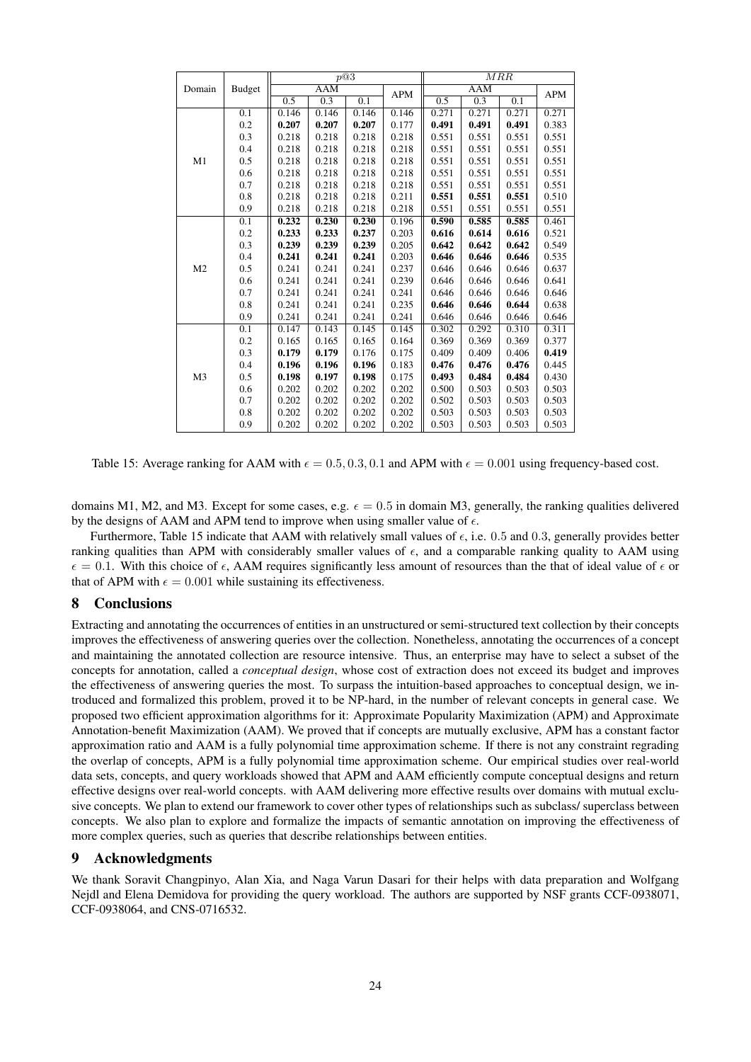| Domain | Budget | $p@3$ | | | | $MRR$ | | | |
|---|---|---|---|---|---|---|---|---|---|
| | | AAM | | | APM | AAM | | | APM |
| | | 0.5 | 0.3 | 0.1 | | 0.5 | 0.3 | 0.1 | |
| M1 | 0.1 | 0.146 | 0.146 | 0.146 | 0.146 | 0.271 | 0.271 | 0.271 | 0.271 |
| | 0.2 | **0.207** | **0.207** | **0.207** | 0.177 | **0.491** | **0.491** | **0.491** | 0.383 |
| | 0.3 | 0.218 | 0.218 | 0.218 | 0.218 | 0.551 | 0.551 | 0.551 | 0.551 |
| | 0.4 | 0.218 | 0.218 | 0.218 | 0.218 | 0.551 | 0.551 | 0.551 | 0.551 |
| | 0.5 | 0.218 | 0.218 | 0.218 | 0.218 | 0.551 | 0.551 | 0.551 | 0.551 |
| | 0.6 | 0.218 | 0.218 | 0.218 | 0.218 | 0.551 | 0.551 | 0.551 | 0.551 |
| | 0.7 | 0.218 | 0.218 | 0.218 | 0.218 | 0.551 | 0.551 | 0.551 | 0.551 |
| | 0.8 | 0.218 | 0.218 | 0.218 | 0.211 | **0.551** | **0.551** | **0.551** | 0.510 |
| | 0.9 | 0.218 | 0.218 | 0.218 | 0.218 | 0.551 | 0.551 | 0.551 | 0.551 |
| M2 | 0.1 | **0.232** | **0.230** | **0.230** | 0.196 | **0.590** | **0.585** | **0.585** | 0.461 |
| | 0.2 | **0.233** | **0.233** | **0.237** | 0.203 | **0.616** | **0.614** | **0.616** | 0.521 |
| | 0.3 | **0.239** | **0.239** | **0.239** | 0.205 | **0.642** | **0.642** | **0.642** | 0.549 |
| | 0.4 | **0.241** | **0.241** | **0.241** | 0.203 | **0.646** | **0.646** | **0.646** | 0.535 |
| | 0.5 | 0.241 | 0.241 | 0.241 | 0.237 | 0.646 | 0.646 | 0.646 | 0.637 |
| | 0.6 | 0.241 | 0.241 | 0.241 | 0.239 | 0.646 | 0.646 | 0.646 | 0.641 |
| | 0.7 | 0.241 | 0.241 | 0.241 | 0.241 | 0.646 | 0.646 | 0.646 | 0.646 |
| | 0.8 | 0.241 | 0.241 | 0.241 | 0.235 | **0.646** | **0.646** | **0.644** | 0.638 |
| | 0.9 | 0.241 | 0.241 | 0.241 | 0.241 | 0.646 | 0.646 | 0.646 | 0.646 |
| M3 | 0.1 | 0.147 | 0.143 | 0.145 | 0.145 | 0.302 | 0.292 | 0.310 | 0.311 |
| | 0.2 | 0.165 | 0.165 | 0.165 | 0.164 | 0.369 | 0.369 | 0.369 | 0.377 |
| | 0.3 | **0.179** | **0.179** | 0.176 | 0.175 | 0.409 | 0.409 | 0.406 | **0.419** |
| | 0.4 | **0.196** | **0.196** | **0.196** | 0.183 | **0.476** | **0.476** | **0.476** | 0.445 |
| | 0.5 | **0.198** | **0.197** | **0.198** | 0.175 | **0.493** | **0.484** | **0.484** | 0.430 |
| | 0.6 | 0.202 | 0.202 | 0.202 | 0.202 | 0.500 | 0.503 | 0.503 | 0.503 |
| | 0.7 | 0.202 | 0.202 | 0.202 | 0.202 | 0.502 | 0.503 | 0.503 | 0.503 |
| | 0.8 | 0.202 | 0.202 | 0.202 | 0.202 | 0.503 | 0.503 | 0.503 | 0.503 |
| | 0.9 | 0.202 | 0.202 | 0.202 | 0.202 | 0.503 | 0.503 | 0.503 | 0.503 |

Table 15: Average ranking for AAM with $\epsilon = 0.5, 0.3, 0.1$ and APM with $\epsilon = 0.001$ using frequency-based cost.

domains M1, M2, and M3. Except for some cases, e.g. $\epsilon = 0.5$ in domain M3, generally, the ranking qualities delivered by the designs of AAM and APM tend to improve when using smaller value of $\epsilon$.

Furthermore, Table 15 indicate that AAM with relatively small values of $\epsilon$, i.e. 0.5 and 0.3, generally provides better ranking qualities than APM with considerably smaller values of $\epsilon$, and a comparable ranking quality to AAM using $\epsilon = 0.1$. With this choice of $\epsilon$, AAM requires significantly less amount of resources than the that of ideal value of $\epsilon$ or that of APM with $\epsilon = 0.001$ while sustaining its effectiveness.

## 8 Conclusions

Extracting and annotating the occurrences of entities in an unstructured or semi-structured text collection by their concepts improves the effectiveness of answering queries over the collection. Nonetheless, annotating the occurrences of a concept and maintaining the annotated collection are resource intensive. Thus, an enterprise may have to select a subset of the concepts for annotation, called a *conceptual design*, whose cost of extraction does not exceed its budget and improves the effectiveness of answering queries the most. To surpass the intuition-based approaches to conceptual design, we introduced and formalized this problem, proved it to be NP-hard, in the number of relevant concepts in general case. We proposed two efficient approximation algorithms for it: Approximate Popularity Maximization (APM) and Approximate Annotation-benefit Maximization (AAM). We proved that if concepts are mutually exclusive, APM has a constant factor approximation ratio and AAM is a fully polynomial time approximation scheme. If there is not any constraint regrading the overlap of concepts, APM is a fully polynomial time approximation scheme. Our empirical studies over real-world data sets, concepts, and query workloads showed that APM and AAM efficiently compute conceptual designs and return effective designs over real-world concepts. with AAM delivering more effective results over domains with mutual exclusive concepts. We plan to extend our framework to cover other types of relationships such as subclass/ superclass between concepts. We also plan to explore and formalize the impacts of semantic annotation on improving the effectiveness of more complex queries, such as queries that describe relationships between entities.

## 9 Acknowledgments

We thank Soravit Changpinyo, Alan Xia, and Naga Varun Dasari for their helps with data preparation and Wolfgang Nejdl and Elena Demidova for providing the query workload. The authors are supported by NSF grants CCF-0938071, CCF-0938064, and CNS-0716532.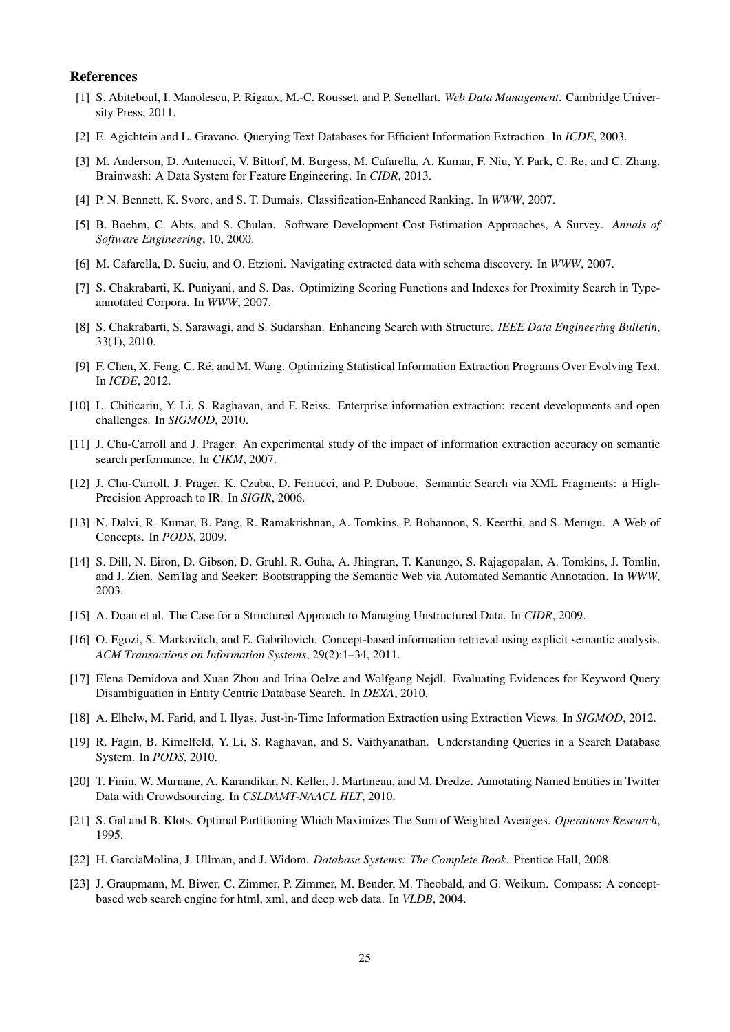## References

[1] S. Abiteboul, I. Manolescu, P. Rigaux, M.-C. Rousset, and P. Senellart. *Web Data Management*. Cambridge University Press, 2011.

[2] E. Agichtein and L. Gravano. Querying Text Databases for Efficient Information Extraction. In *ICDE*, 2003.

[3] M. Anderson, D. Antenucci, V. Bittorf, M. Burgess, M. Cafarella, A. Kumar, F. Niu, Y. Park, C. Re, and C. Zhang. Brainwash: A Data System for Feature Engineering. In *CIDR*, 2013.

[4] P. N. Bennett, K. Svore, and S. T. Dumais. Classification-Enhanced Ranking. In *WWW*, 2007.

[5] B. Boehm, C. Abts, and S. Chulan. Software Development Cost Estimation Approaches, A Survey. *Annals of Software Engineering*, 10, 2000.

[6] M. Cafarella, D. Suciu, and O. Etzioni. Navigating extracted data with schema discovery. In *WWW*, 2007.

[7] S. Chakrabarti, K. Puniyani, and S. Das. Optimizing Scoring Functions and Indexes for Proximity Search in Type-annotated Corpora. In *WWW*, 2007.

[8] S. Chakrabarti, S. Sarawagi, and S. Sudarshan. Enhancing Search with Structure. *IEEE Data Engineering Bulletin*, 33(1), 2010.

[9] F. Chen, X. Feng, C. Ré, and M. Wang. Optimizing Statistical Information Extraction Programs Over Evolving Text. In *ICDE*, 2012.

[10] L. Chiticariu, Y. Li, S. Raghavan, and F. Reiss. Enterprise information extraction: recent developments and open challenges. In *SIGMOD*, 2010.

[11] J. Chu-Carroll and J. Prager. An experimental study of the impact of information extraction accuracy on semantic search performance. In *CIKM*, 2007.

[12] J. Chu-Carroll, J. Prager, K. Czuba, D. Ferrucci, and P. Duboue. Semantic Search via XML Fragments: a High-Precision Approach to IR. In *SIGIR*, 2006.

[13] N. Dalvi, R. Kumar, B. Pang, R. Ramakrishnan, A. Tomkins, P. Bohannon, S. Keerthi, and S. Merugu. A Web of Concepts. In *PODS*, 2009.

[14] S. Dill, N. Eiron, D. Gibson, D. Gruhl, R. Guha, A. Jhingran, T. Kanungo, S. Rajagopalan, A. Tomkins, J. Tomlin, and J. Zien. SemTag and Seeker: Bootstrapping the Semantic Web via Automated Semantic Annotation. In *WWW*, 2003.

[15] A. Doan et al. The Case for a Structured Approach to Managing Unstructured Data. In *CIDR*, 2009.

[16] O. Egozi, S. Markovitch, and E. Gabrilovich. Concept-based information retrieval using explicit semantic analysis. *ACM Transactions on Information Systems*, 29(2):1–34, 2011.

[17] Elena Demidova and Xuan Zhou and Irina Oelze and Wolfgang Nejdl. Evaluating Evidences for Keyword Query Disambiguation in Entity Centric Database Search. In *DEXA*, 2010.

[18] A. Elhelw, M. Farid, and I. Ilyas. Just-in-Time Information Extraction using Extraction Views. In *SIGMOD*, 2012.

[19] R. Fagin, B. Kimelfeld, Y. Li, S. Raghavan, and S. Vaithyanathan. Understanding Queries in a Search Database System. In *PODS*, 2010.

[20] T. Finin, W. Murnane, A. Karandikar, N. Keller, J. Martineau, and M. Dredze. Annotating Named Entities in Twitter Data with Crowdsourcing. In *CSLDAMT-NAACL HLT*, 2010.

[21] S. Gal and B. Klots. Optimal Partitioning Which Maximizes The Sum of Weighted Averages. *Operations Research*, 1995.

[22] H. GarciaMolina, J. Ullman, and J. Widom. *Database Systems: The Complete Book*. Prentice Hall, 2008.

[23] J. Graupmann, M. Biwer, C. Zimmer, P. Zimmer, M. Bender, M. Theobald, and G. Weikum. Compass: A concept-based web search engine for html, xml, and deep web data. In *VLDB*, 2004.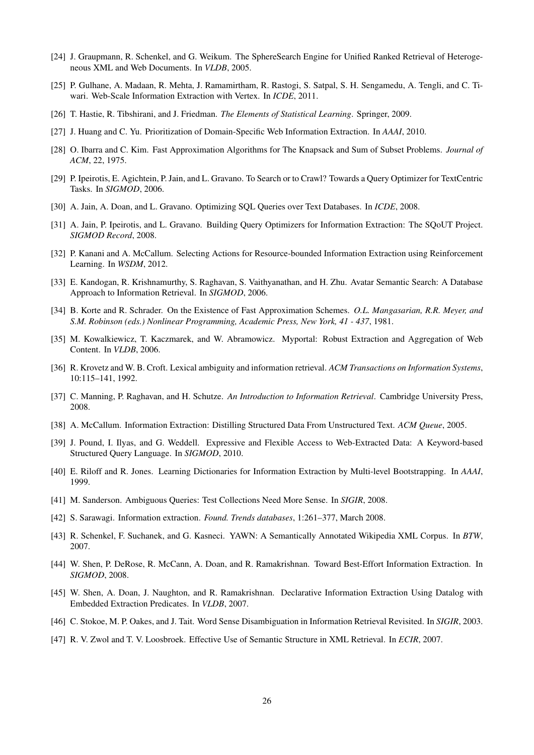[24] J. Graupmann, R. Schenkel, and G. Weikum. The SphereSearch Engine for Unified Ranked Retrieval of Heterogeneous XML and Web Documents. In *VLDB*, 2005.

[25] P. Gulhane, A. Madaan, R. Mehta, J. Ramamirtham, R. Rastogi, S. Satpal, S. H. Sengamedu, A. Tengli, and C. Tiwari. Web-Scale Information Extraction with Vertex. In *ICDE*, 2011.

[26] T. Hastie, R. Tibshirani, and J. Friedman. *The Elements of Statistical Learning*. Springer, 2009.

[27] J. Huang and C. Yu. Prioritization of Domain-Specific Web Information Extraction. In *AAAI*, 2010.

[28] O. Ibarra and C. Kim. Fast Approximation Algorithms for The Knapsack and Sum of Subset Problems. *Journal of ACM*, 22, 1975.

[29] P. Ipeirotis, E. Agichtein, P. Jain, and L. Gravano. To Search or to Crawl? Towards a Query Optimizer for TextCentric Tasks. In *SIGMOD*, 2006.

[30] A. Jain, A. Doan, and L. Gravano. Optimizing SQL Queries over Text Databases. In *ICDE*, 2008.

[31] A. Jain, P. Ipeirotis, and L. Gravano. Building Query Optimizers for Information Extraction: The SQoUT Project. *SIGMOD Record*, 2008.

[32] P. Kanani and A. McCallum. Selecting Actions for Resource-bounded Information Extraction using Reinforcement Learning. In *WSDM*, 2012.

[33] E. Kandogan, R. Krishnamurthy, S. Raghavan, S. Vaithyanathan, and H. Zhu. Avatar Semantic Search: A Database Approach to Information Retrieval. In *SIGMOD*, 2006.

[34] B. Korte and R. Schrader. On the Existence of Fast Approximation Schemes. *O.L. Mangasarian, R.R. Meyer, and S.M. Robinson (eds.) Nonlinear Programming, Academic Press, New York, 41 - 437*, 1981.

[35] M. Kowalkiewicz, T. Kaczmarek, and W. Abramowicz. Myportal: Robust Extraction and Aggregation of Web Content. In *VLDB*, 2006.

[36] R. Krovetz and W. B. Croft. Lexical ambiguity and information retrieval. *ACM Transactions on Information Systems*, 10:115–141, 1992.

[37] C. Manning, P. Raghavan, and H. Schutze. *An Introduction to Information Retrieval*. Cambridge University Press, 2008.

[38] A. McCallum. Information Extraction: Distilling Structured Data From Unstructured Text. *ACM Queue*, 2005.

[39] J. Pound, I. Ilyas, and G. Weddell. Expressive and Flexible Access to Web-Extracted Data: A Keyword-based Structured Query Language. In *SIGMOD*, 2010.

[40] E. Riloff and R. Jones. Learning Dictionaries for Information Extraction by Multi-level Bootstrapping. In *AAAI*, 1999.

[41] M. Sanderson. Ambiguous Queries: Test Collections Need More Sense. In *SIGIR*, 2008.

[42] S. Sarawagi. Information extraction. *Found. Trends databases*, 1:261–377, March 2008.

[43] R. Schenkel, F. Suchanek, and G. Kasneci. YAWN: A Semantically Annotated Wikipedia XML Corpus. In *BTW*, 2007.

[44] W. Shen, P. DeRose, R. McCann, A. Doan, and R. Ramakrishnan. Toward Best-Effort Information Extraction. In *SIGMOD*, 2008.

[45] W. Shen, A. Doan, J. Naughton, and R. Ramakrishnan. Declarative Information Extraction Using Datalog with Embedded Extraction Predicates. In *VLDB*, 2007.

[46] C. Stokoe, M. P. Oakes, and J. Tait. Word Sense Disambiguation in Information Retrieval Revisited. In *SIGIR*, 2003.

[47] R. V. Zwol and T. V. Loosbroek. Effective Use of Semantic Structure in XML Retrieval. In *ECIR*, 2007.